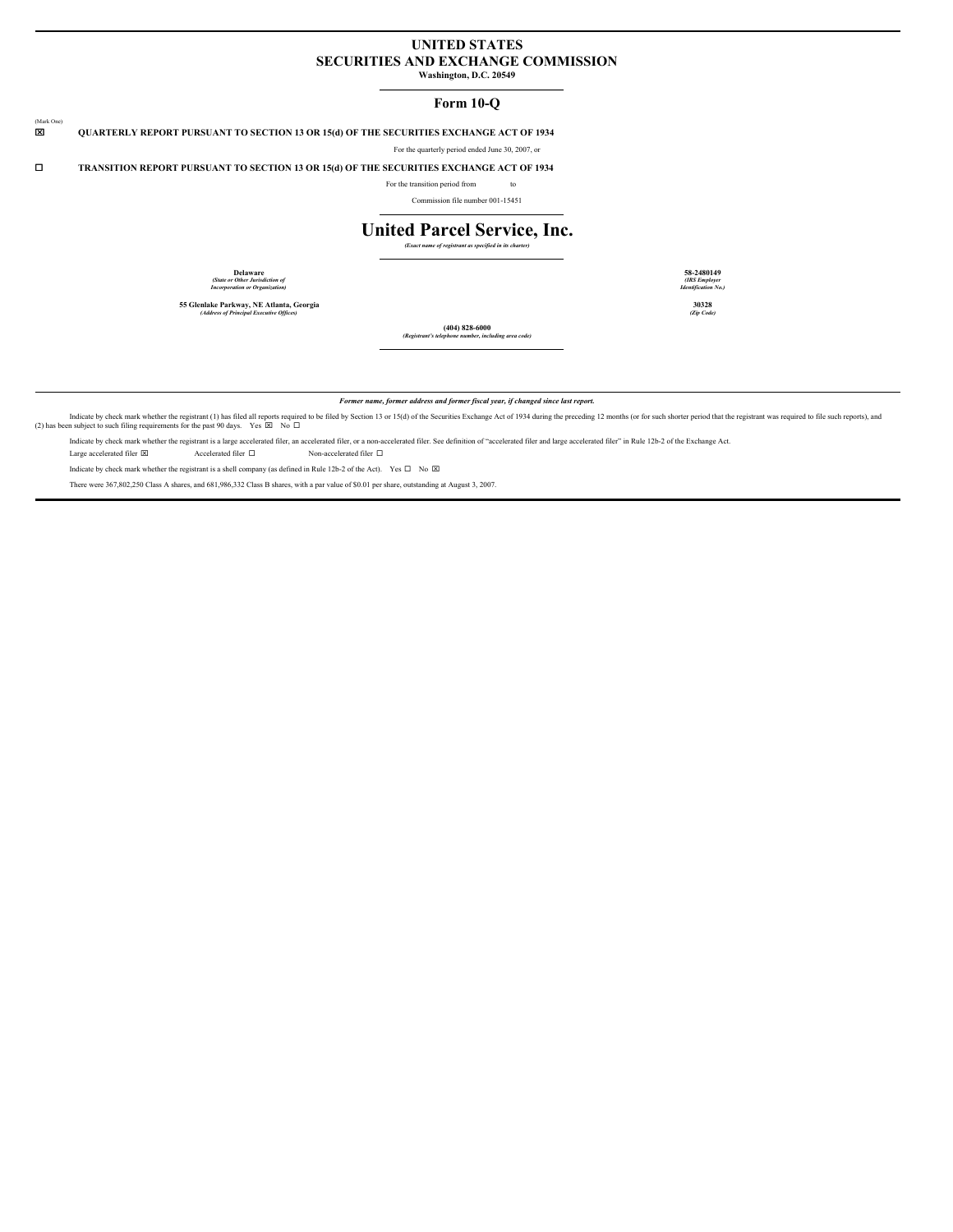# UNITED STATES
# SECURITIES AND EXCHANGE COMMISSION
**Washington, D.C. 20549**

## Form 10-Q

(Mark One)

☒ **QUARTERLY REPORT PURSUANT TO SECTION 13 OR 15(d) OF THE SECURITIES EXCHANGE ACT OF 1934**

For the quarterly period ended June 30, 2007, or

☐ **TRANSITION REPORT PURSUANT TO SECTION 13 OR 15(d) OF THE SECURITIES EXCHANGE ACT OF 1934**

For the transition period from to

Commission file number 001-15451

# United Parcel Service, Inc.
***(Exact name of registrant as specified in its charter)***

| | |
|---|---|
| **Delaware**<br>***(State or Other Jurisdiction of Incorporation or Organization)*** | **58-2480149**<br>***(IRS Employer Identification No.)*** |
| **55 Glenlake Parkway, NE Atlanta, Georgia**<br>***(Address of Principal Executive Offices)*** | **30328**<br>***(Zip Code)*** |

**(404) 828-6000**
***(Registrant's telephone number, including area code)***

***Former name, former address and former fiscal year, if changed since last report.***

Indicate by check mark whether the registrant (1) has filed all reports required to be filed by Section 13 or 15(d) of the Securities Exchange Act of 1934 during the preceding 12 months (or for such shorter period that the registrant was required to file such reports), and (2) has been subject to such filing requirements for the past 90 days. Yes ☒ No ☐

Indicate by check mark whether the registrant is a large accelerated filer, an accelerated filer, or a non-accelerated filer. See definition of "accelerated filer and large accelerated filer" in Rule 12b-2 of the Exchange Act.

Large accelerated filer ☒ Accelerated filer ☐ Non-accelerated filer ☐

Indicate by check mark whether the registrant is a shell company (as defined in Rule 12b-2 of the Act). Yes ☐ No ☒

There were 367,802,250 Class A shares, and 681,986,332 Class B shares, with a par value of $0.01 per share, outstanding at August 3, 2007.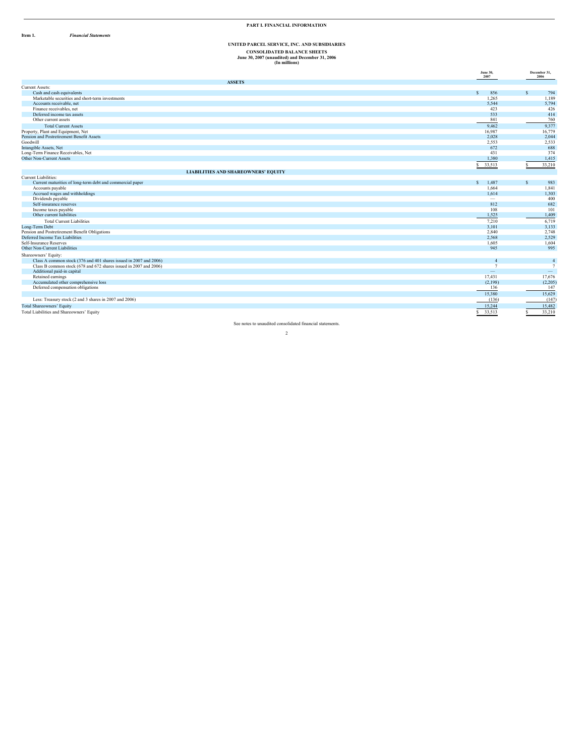# PART I. FINANCIAL INFORMATION

**Item 1.** ***Financial Statements***

## UNITED PARCEL SERVICE, INC. AND SUBSIDIARIES

### CONSOLIDATED BALANCE SHEETS
**June 30, 2007 (unaudited) and December 31, 2006**
**(In millions)**

| | June 30, 2007 | December 31, 2006 |
|---|---|---|
| **ASSETS** | | |
| Current Assets: | | |
| Cash and cash equivalents | $ 856 | $ 794 |
| Marketable securities and short-term investments | 1,265 | 1,189 |
| Accounts receivable, net | 5,544 | 5,794 |
| Finance receivables, net | 423 | 426 |
| Deferred income tax assets | 533 | 414 |
| Other current assets | 841 | 760 |
| Total Current Assets | 9,462 | 9,377 |
| Property, Plant and Equipment, Net | 16,987 | 16,779 |
| Pension and Postretirement Benefit Assets | 2,028 | 2,044 |
| Goodwill | 2,553 | 2,533 |
| Intangible Assets, Net | 672 | 688 |
| Long-Term Finance Receivables, Net | 431 | 374 |
| Other Non-Current Assets | 1,380 | 1,415 |
| | $ 33,513 | $ 33,210 |
| **LIABILITIES AND SHAREOWNERS' EQUITY** | | |
| Current Liabilities: | | |
| Current maturities of long-term debt and commercial paper | $ 1,487 | $ 983 |
| Accounts payable | 1,664 | 1,841 |
| Accrued wages and withholdings | 1,614 | 1,303 |
| Dividends payable | — | 400 |
| Self-insurance reserves | 812 | 682 |
| Income taxes payable | 108 | 101 |
| Other current liabilities | 1,525 | 1,409 |
| Total Current Liabilities | 7,210 | 6,719 |
| Long-Term Debt | 3,101 | 3,133 |
| Pension and Postretirement Benefit Obligations | 2,840 | 2,748 |
| Deferred Income Tax Liabilities | 2,568 | 2,529 |
| Self-Insurance Reserves | 1,605 | 1,604 |
| Other Non-Current Liabilities | 945 | 995 |
| Shareowners' Equity: | | |
| Class A common stock (376 and 401 shares issued in 2007 and 2006) | 4 | 4 |
| Class B common stock (678 and 672 shares issued in 2007 and 2006) | 7 | 7 |
| Additional paid-in capital | — | — |
| Retained earnings | 17,431 | 17,676 |
| Accumulated other comprehensive loss | (2,198) | (2,205) |
| Deferred compensation obligations | 136 | 147 |
| | 15,380 | 15,629 |
| Less: Treasury stock (2 and 3 shares in 2007 and 2006) | (136) | (147) |
| Total Shareowners' Equity | 15,244 | 15,482 |
| Total Liabilities and Shareowners' Equity | $ 33,513 | $ 33,210 |

See notes to unaudited consolidated financial statements.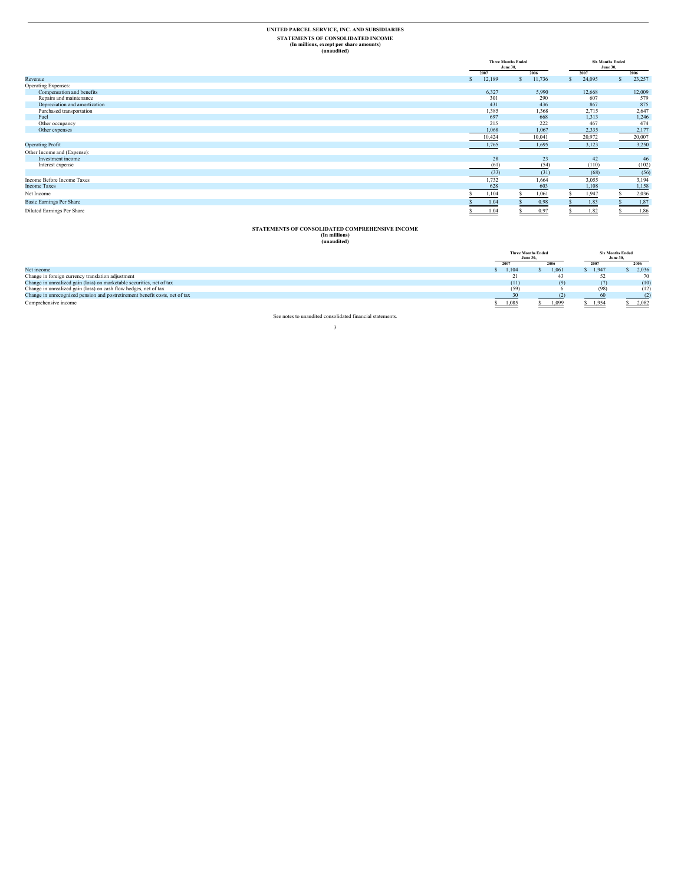# UNITED PARCEL SERVICE, INC. AND SUBSIDIARIES

## STATEMENTS OF CONSOLIDATED INCOME

**(In millions, except per share amounts)**
**(unaudited)**

| | Three Months Ended June 30, | | Six Months Ended June 30, | |
|---|---|---|---|---|
| | 2007 | 2006 | 2007 | 2006 |
| Revenue | $ 12,189 | $ 11,736 | $ 24,095 | $ 23,257 |
| Operating Expenses: | | | | |
| Compensation and benefits | 6,327 | 5,990 | 12,668 | 12,009 |
| Repairs and maintenance | 301 | 290 | 607 | 579 |
| Depreciation and amortization | 431 | 436 | 867 | 875 |
| Purchased transportation | 1,385 | 1,368 | 2,715 | 2,647 |
| Fuel | 697 | 668 | 1,313 | 1,246 |
| Other occupancy | 215 | 222 | 467 | 474 |
| Other expenses | 1,068 | 1,067 | 2,335 | 2,177 |
| | 10,424 | 10,041 | 20,972 | 20,007 |
| Operating Profit | 1,765 | 1,695 | 3,123 | 3,250 |
| Other Income and (Expense): | | | | |
| Investment income | 28 | 23 | 42 | 46 |
| Interest expense | (61) | (54) | (110) | (102) |
| | (33) | (31) | (68) | (56) |
| Income Before Income Taxes | 1,732 | 1,664 | 3,055 | 3,194 |
| Income Taxes | 628 | 603 | 1,108 | 1,158 |
| Net Income | $ 1,104 | $ 1,061 | $ 1,947 | $ 2,036 |
| Basic Earnings Per Share | $ 1.04 | $ 0.98 | $ 1.83 | $ 1.87 |
| Diluted Earnings Per Share | $ 1.04 | $ 0.97 | $ 1.82 | $ 1.86 |

## STATEMENTS OF CONSOLIDATED COMPREHENSIVE INCOME

**(In millions)**
**(unaudited)**

| | Three Months Ended June 30, | | Six Months Ended June 30, | |
|---|---|---|---|---|
| | 2007 | 2006 | 2007 | 2006 |
| Net income | $ 1,104 | $ 1,061 | $ 1,947 | $ 2,036 |
| Change in foreign currency translation adjustment | 21 | 43 | 52 | 70 |
| Change in unrealized gain (loss) on marketable securities, net of tax | (11) | (9) | (7) | (10) |
| Change in unrealized gain (loss) on cash flow hedges, net of tax | (59) | 6 | (98) | (12) |
| Change in unrecognized pension and postretirement benefit costs, net of tax | 30 | (2) | 60 | (2) |
| Comprehensive income | $ 1,085 | $ 1,099 | $ 1,954 | $ 2,082 |

See notes to unaudited consolidated financial statements.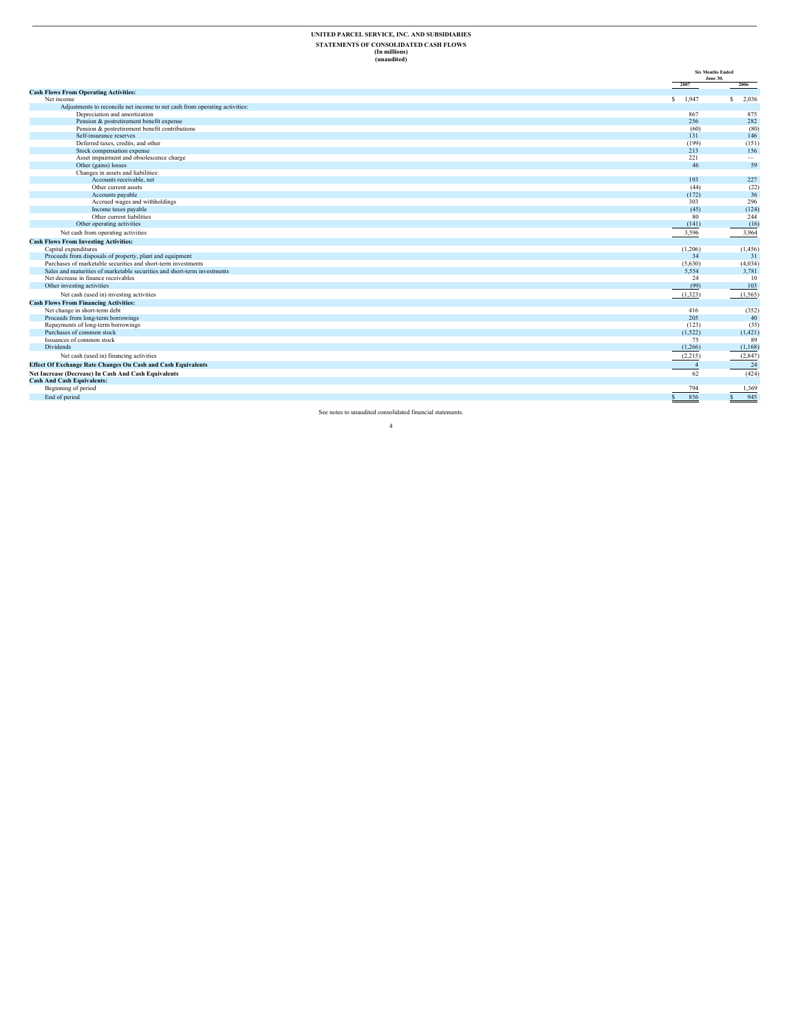**UNITED PARCEL SERVICE, INC. AND SUBSIDIARIES**

**STATEMENTS OF CONSOLIDATED CASH FLOWS**

**(In millions)**

**(unaudited)**

| | Six Months Ended June 30, | |
|---|---|---|
| | 2007 | 2006 |
| **Cash Flows From Operating Activities:** | | |
| Net income | $ 1,947 | $ 2,036 |
| Adjustments to reconcile net income to net cash from operating activities: | | |
| Depreciation and amortization | 867 | 875 |
| Pension & postretirement benefit expense | 256 | 282 |
| Pension & postretirement benefit contributions | (60) | (80) |
| Self-insurance reserves | 131 | 146 |
| Deferred taxes, credits, and other | (199) | (151) |
| Stock compensation expense | 213 | 156 |
| Asset impairment and obsolescence charge | 221 | — |
| Other (gains) losses | 46 | 59 |
| Changes in assets and liabilities: | | |
| Accounts receivable, net | 193 | 227 |
| Other current assets | (44) | (22) |
| Accounts payable | (172) | 36 |
| Accrued wages and withholdings | 303 | 296 |
| Income taxes payable | (45) | (124) |
| Other current liabilities | 80 | 244 |
| Other operating activities | (141) | (16) |
| Net cash from operating activities | 3,596 | 3,964 |
| **Cash Flows From Investing Activities:** | | |
| Capital expenditures | (1,206) | (1,456) |
| Proceeds from disposals of property, plant and equipment | 34 | 31 |
| Purchases of marketable securities and short-term investments | (5,630) | (4,034) |
| Sales and maturities of marketable securities and short-term investments | 5,554 | 3,781 |
| Net decrease in finance receivables | 24 | 10 |
| Other investing activities | (99) | 103 |
| Net cash (used in) investing activities | (1,323) | (1,565) |
| **Cash Flows From Financing Activities:** | | |
| Net change in short-term debt | 416 | (352) |
| Proceeds from long-term borrowings | 205 | 40 |
| Repayments of long-term borrowings | (123) | (35) |
| Purchases of common stock | (1,522) | (1,421) |
| Issuances of common stock | 75 | 89 |
| Dividends | (1,266) | (1,168) |
| Net cash (used in) financing activities | (2,215) | (2,847) |
| **Effect Of Exchange Rate Changes On Cash and Cash Equivalents** | 4 | 24 |
| **Net Increase (Decrease) In Cash And Cash Equivalents** | 62 | (424) |
| **Cash And Cash Equivalents:** | | |
| Beginning of period | 794 | 1,369 |
| End of period | $ 856 | $ 945 |

See notes to unaudited consolidated financial statements.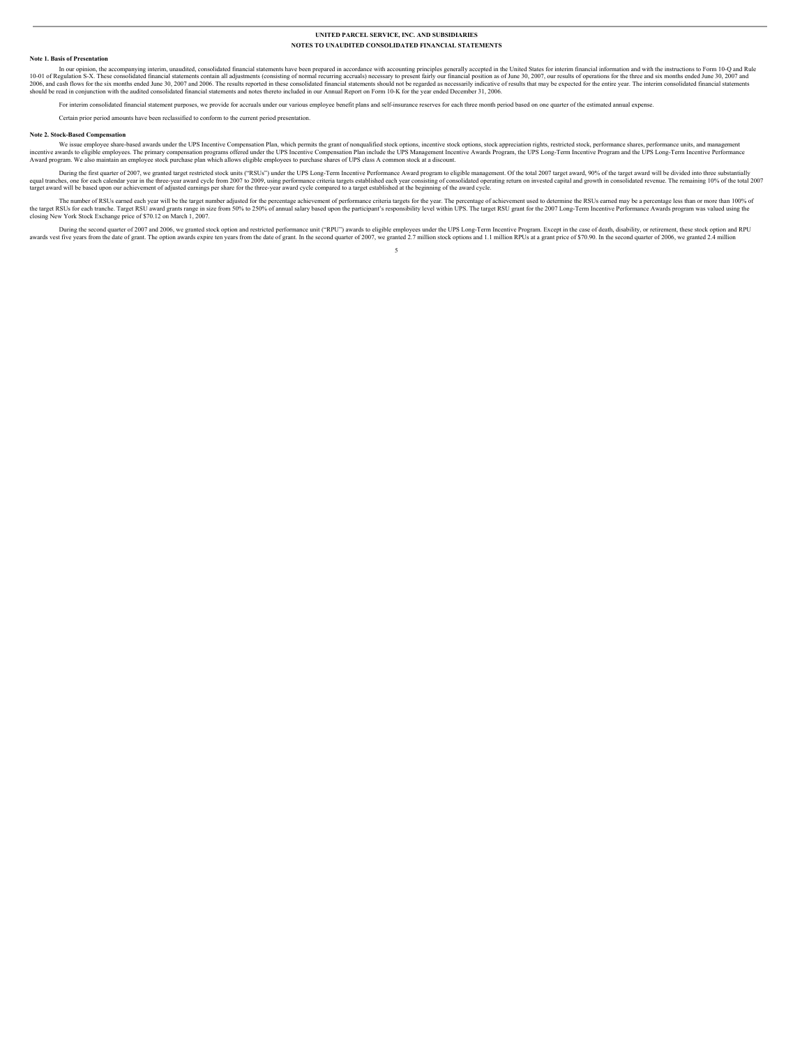**UNITED PARCEL SERVICE, INC. AND SUBSIDIARIES**

**NOTES TO UNAUDITED CONSOLIDATED FINANCIAL STATEMENTS**

**Note 1. Basis of Presentation**

In our opinion, the accompanying interim, unaudited, consolidated financial statements have been prepared in accordance with accounting principles generally accepted in the United States for interim financial information and with the instructions to Form 10-Q and Rule 10-01 of Regulation S-X. These consolidated financial statements contain all adjustments (consisting of normal recurring accruals) necessary to present fairly our financial position as of June 30, 2007, our results of operations for the three and six months ended June 30, 2007 and 2006, and cash flows for the six months ended June 30, 2007 and 2006. The results reported in these consolidated financial statements should not be regarded as necessarily indicative of results that may be expected for the entire year. The interim consolidated financial statements should be read in conjunction with the audited consolidated financial statements and notes thereto included in our Annual Report on Form 10-K for the year ended December 31, 2006.

For interim consolidated financial statement purposes, we provide for accruals under our various employee benefit plans and self-insurance reserves for each three month period based on one quarter of the estimated annual expense.

Certain prior period amounts have been reclassified to conform to the current period presentation.

**Note 2. Stock-Based Compensation**

We issue employee share-based awards under the UPS Incentive Compensation Plan, which permits the grant of nonqualified stock options, incentive stock options, stock appreciation rights, restricted stock, performance shares, performance units, and management incentive awards to eligible employees. The primary compensation programs offered under the UPS Incentive Compensation Plan include the UPS Management Incentive Awards Program, the UPS Long-Term Incentive Program and the UPS Long-Term Incentive Performance Award program. We also maintain an employee stock purchase plan which allows eligible employees to purchase shares of UPS class A common stock at a discount.

During the first quarter of 2007, we granted target restricted stock units ("RSUs") under the UPS Long-Term Incentive Performance Award program to eligible management. Of the total 2007 target award, 90% of the target award will be divided into three substantially equal tranches, one for each calendar year in the three-year award cycle from 2007 to 2009, using performance criteria targets established each year consisting of consolidated operating return on invested capital and growth in consolidated revenue. The remaining 10% of the total 2007 target award will be based upon our achievement of adjusted earnings per share for the three-year award cycle compared to a target established at the beginning of the award cycle.

The number of RSUs earned each year will be the target number adjusted for the percentage achievement of performance criteria targets for the year. The percentage of achievement used to determine the RSUs earned may be a percentage less than or more than 100% of the target RSUs for each tranche. Target RSU award grants range in size from 50% to 250% of annual salary based upon the participant's responsibility level within UPS. The target RSU grant for the 2007 Long-Term Incentive Performance Awards program was valued using the closing New York Stock Exchange price of $70.12 on March 1, 2007.

During the second quarter of 2007 and 2006, we granted stock option and restricted performance unit ("RPU") awards to eligible employees under the UPS Long-Term Incentive Program. Except in the case of death, disability, or retirement, these stock option and RPU awards vest five years from the date of grant. The option awards expire ten years from the date of grant. In the second quarter of 2007, we granted 2.7 million stock options and 1.1 million RPUs at a grant price of $70.90. In the second quarter of 2006, we granted 2.4 million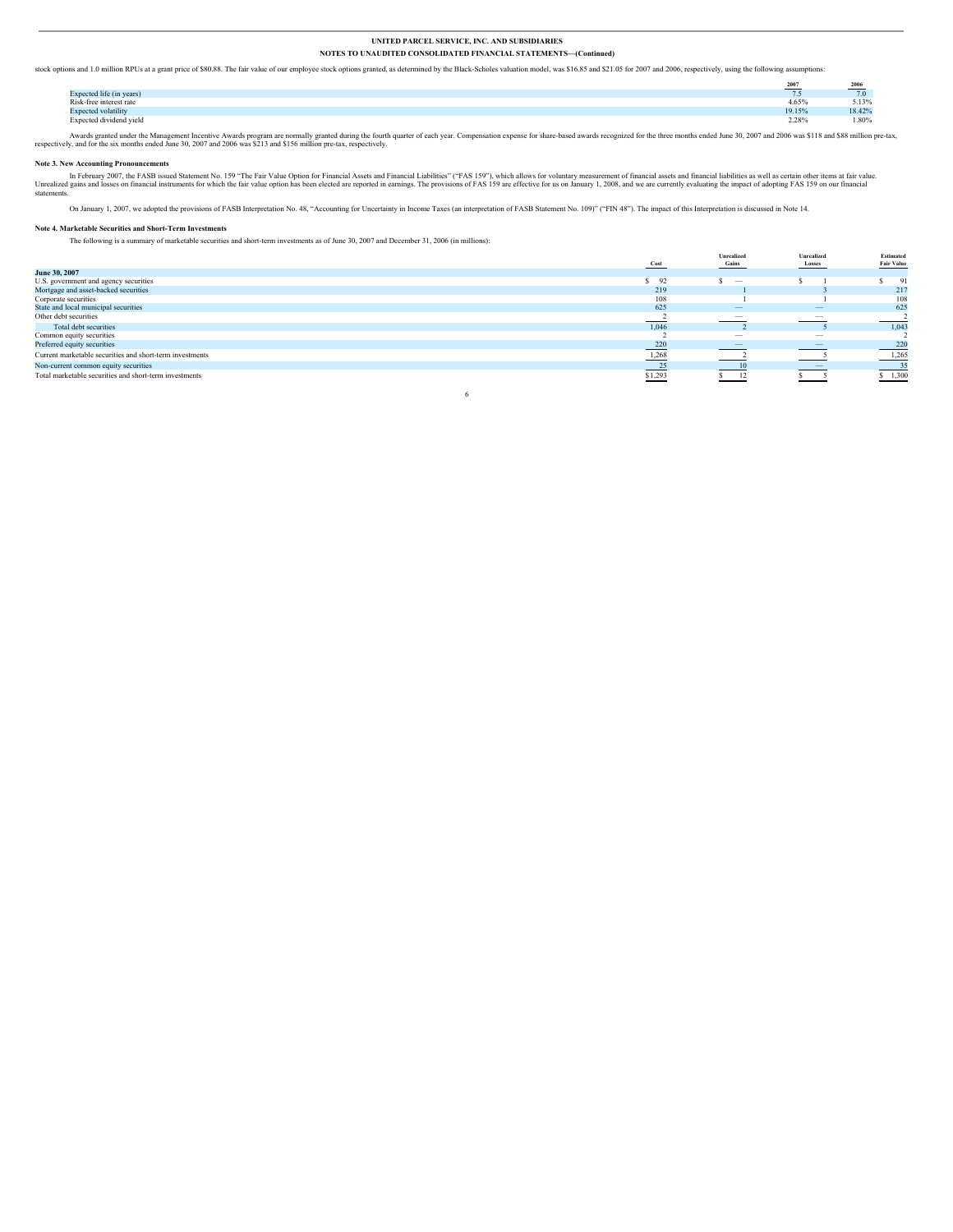stock options and 1.0 million RPUs at a grant price of $80.88. The fair value of our employee stock options granted, as determined by the Black-Scholes valuation model, was $16.85 and $21.05 for 2007 and 2006, respectively, using the following assumptions:

| | 2007 | 2006 |
|---|---|---|
| Expected life (in years) | 7.5 | 7.0 |
| Risk-free interest rate | 4.65% | 5.13% |
| Expected volatility | 19.15% | 18.42% |
| Expected dividend yield | 2.28% | 1.80% |

Awards granted under the Management Incentive Awards program are normally granted during the fourth quarter of each year. Compensation expense for share-based awards recognized for the three months ended June 30, 2007 and 2006 was $118 and $88 million pre-tax, respectively, and for the six months ended June 30, 2007 and 2006 was $213 and $156 million pre-tax, respectively.

**Note 3. New Accounting Pronouncements**

In February 2007, the FASB issued Statement No. 159 "The Fair Value Option for Financial Assets and Financial Liabilities" ("FAS 159"), which allows for voluntary measurement of financial assets and financial liabilities as well as certain other items at fair value. Unrealized gains and losses on financial instruments for which the fair value option has been elected are reported in earnings. The provisions of FAS 159 are effective for us on January 1, 2008, and we are currently evaluating the impact of adopting FAS 159 on our financial statements.

On January 1, 2007, we adopted the provisions of FASB Interpretation No. 48, "Accounting for Uncertainty in Income Taxes (an interpretation of FASB Statement No. 109)" ("FIN 48"). The impact of this Interpretation is discussed in Note 14.

**Note 4. Marketable Securities and Short-Term Investments**

The following is a summary of marketable securities and short-term investments as of June 30, 2007 and December 31, 2006 (in millions):

| | Cost | Unrealized Gains | Unrealized Losses | Estimated Fair Value |
|---|---|---|---|---|
| **June 30, 2007** | | | | |
| U.S. government and agency securities | $ 92 | $ — | $ 1 | $ 91 |
| Mortgage and asset-backed securities | 219 | 1 | 3 | 217 |
| Corporate securities | 108 | 1 | 1 | 108 |
| State and local municipal securities | 625 | — | — | 625 |
| Other debt securities | 2 | — | — | 2 |
| Total debt securities | 1,046 | 2 | 5 | 1,043 |
| Common equity securities | 2 | — | — | 2 |
| Preferred equity securities | 220 | — | — | 220 |
| Current marketable securities and short-term investments | 1,268 | 2 | 5 | 1,265 |
| Non-current common equity securities | 25 | 10 | — | 35 |
| Total marketable securities and short-term investments | $1,293 | $ 12 | $ 5 | $ 1,300 |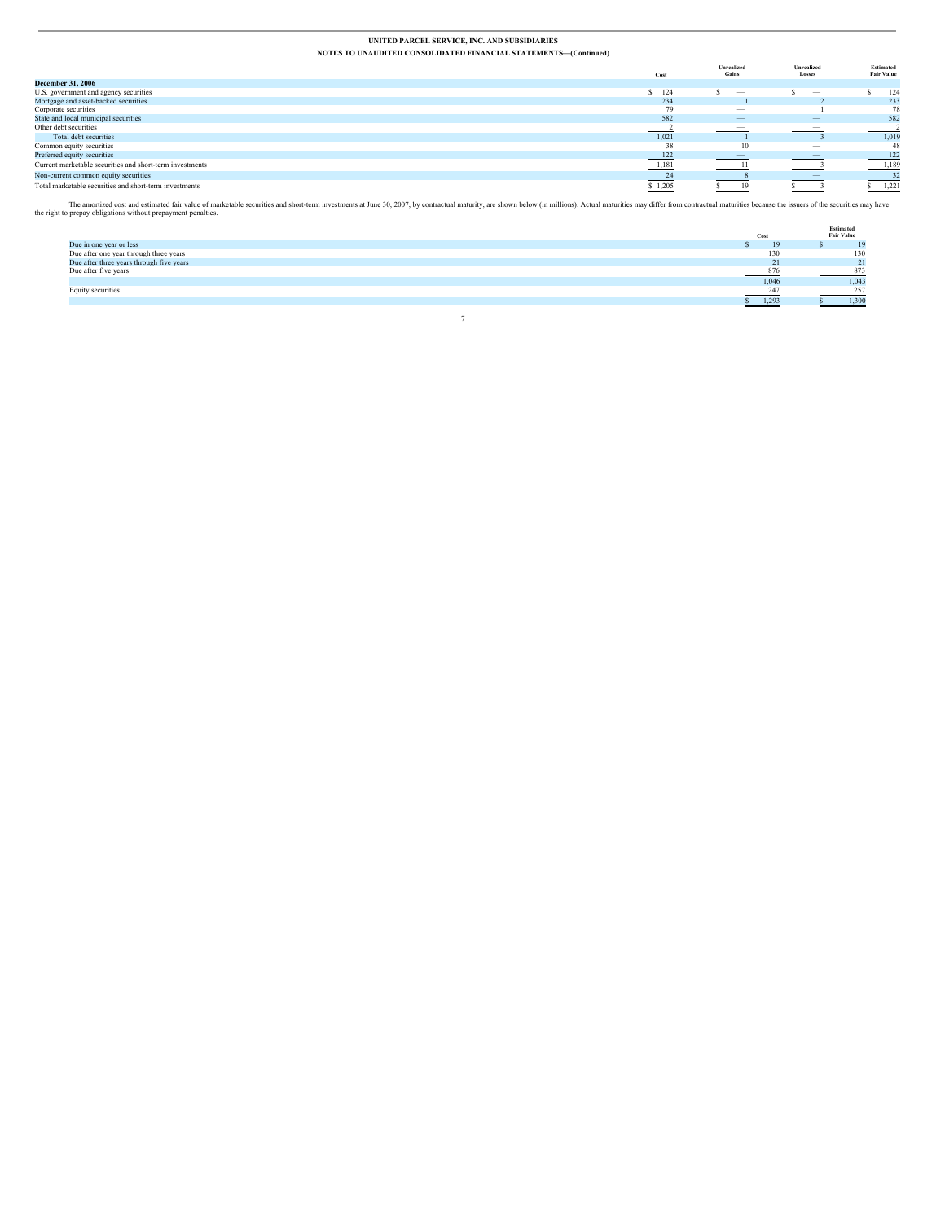**UNITED PARCEL SERVICE, INC. AND SUBSIDIARIES**

**NOTES TO UNAUDITED CONSOLIDATED FINANCIAL STATEMENTS—(Continued)**

| | Cost | Unrealized Gains | Unrealized Losses | Estimated Fair Value |
|---|---|---|---|---|
| **December 31, 2006** | | | | |
| U.S. government and agency securities | $ 124 | $ — | $ — | $ 124 |
| Mortgage and asset-backed securities | 234 | 1 | 2 | 233 |
| Corporate securities | 79 | — | 1 | 78 |
| State and local municipal securities | 582 | — | — | 582 |
| Other debt securities | 2 | — | — | 2 |
| Total debt securities | 1,021 | 1 | 3 | 1,019 |
| Common equity securities | 38 | 10 | — | 48 |
| Preferred equity securities | 122 | — | — | 122 |
| Current marketable securities and short-term investments | 1,181 | 11 | 3 | 1,189 |
| Non-current common equity securities | 24 | 8 | — | 32 |
| Total marketable securities and short-term investments | $ 1,205 | $ 19 | $ 3 | $ 1,221 |

The amortized cost and estimated fair value of marketable securities and short-term investments at June 30, 2007, by contractual maturity, are shown below (in millions). Actual maturities may differ from contractual maturities because the issuers of the securities may have the right to prepay obligations without prepayment penalties.

| | Cost | Estimated Fair Value |
|---|---|---|
| Due in one year or less | $ 19 | $ 19 |
| Due after one year through three years | 130 | 130 |
| Due after three years through five years | 21 | 21 |
| Due after five years | 876 | 873 |
| | 1,046 | 1,043 |
| Equity securities | 247 | 257 |
| | $ 1,293 | $ 1,300 |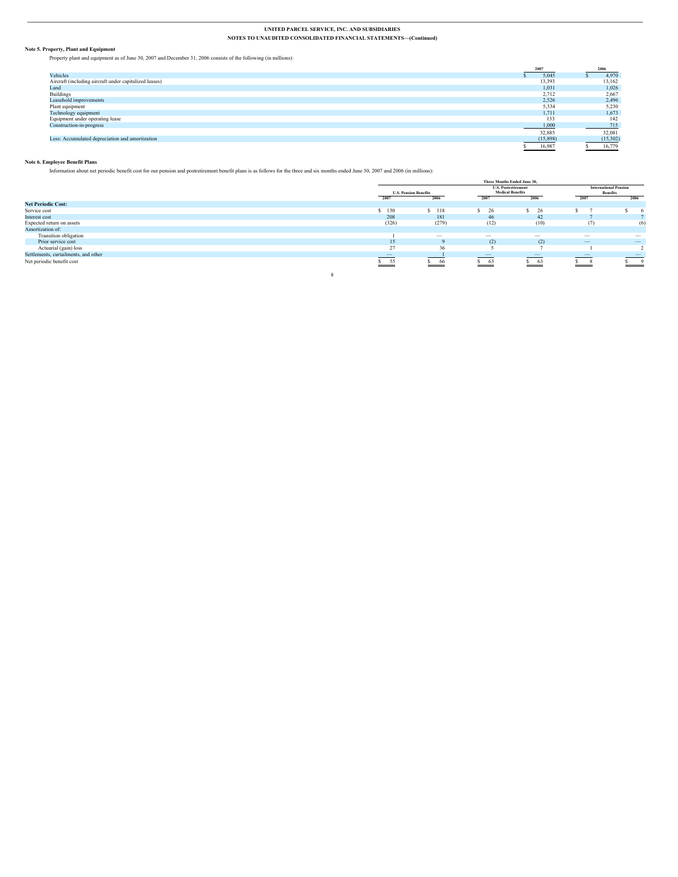**UNITED PARCEL SERVICE, INC. AND SUBSIDIARIES**

**NOTES TO UNAUDITED CONSOLIDATED FINANCIAL STATEMENTS—(Continued)**

**Note 5. Property, Plant and Equipment**

Property plant and equipment as of June 30, 2007 and December 31, 2006 consists of the following (in millions):

| | 2007 | 2006 |
|---|---|---|
| Vehicles | $ 5,045 | $ 4,970 |
| Aircraft (including aircraft under capitalized leases) | 13,393 | 13,162 |
| Land | 1,031 | 1,026 |
| Buildings | 2,712 | 2,667 |
| Leasehold improvements | 2,526 | 2,496 |
| Plant equipment | 5,334 | 5,230 |
| Technology equipment | 1,711 | 1,673 |
| Equipment under operating lease | 133 | 142 |
| Construction-in-progress | 1,000 | 715 |
| | 32,885 | 32,081 |
| Less: Accumulated depreciation and amortization | (15,898) | (15,302) |
| | $ 16,987 | $ 16,779 |

**Note 6. Employee Benefit Plans**

Information about net periodic benefit cost for our pension and postretirement benefit plans is as follows for the three and six months ended June 30, 2007 and 2006 (in millions):

| | Three Months Ended June 30, | | | | | |
|---|---|---|---|---|---|---|
| | U.S. Pension Benefits | | U.S. Postretirement Medical Benefits | | International Pension Benefits | |
| | 2007 | 2006 | 2007 | 2006 | 2007 | 2006 |
| **Net Periodic Cost:** | | | | | | |
| Service cost | $ 130 | $ 118 | $ 26 | $ 26 | $ 7 | $ 6 |
| Interest cost | 208 | 181 | 46 | 42 | 7 | 7 |
| Expected return on assets | (326) | (279) | (12) | (10) | (7) | (6) |
| Amortization of: | | | | | | |
| Transition obligation | 1 | — | — | — | — | — |
| Prior service cost | 15 | 9 | (2) | (2) | — | — |
| Actuarial (gain) loss | 27 | 36 | 5 | 7 | 1 | 2 |
| Settlements, curtailments, and other | — | 1 | — | — | — | — |
| Net periodic benefit cost | $ 55 | $ 66 | $ 63 | $ 63 | $ 8 | $ 9 |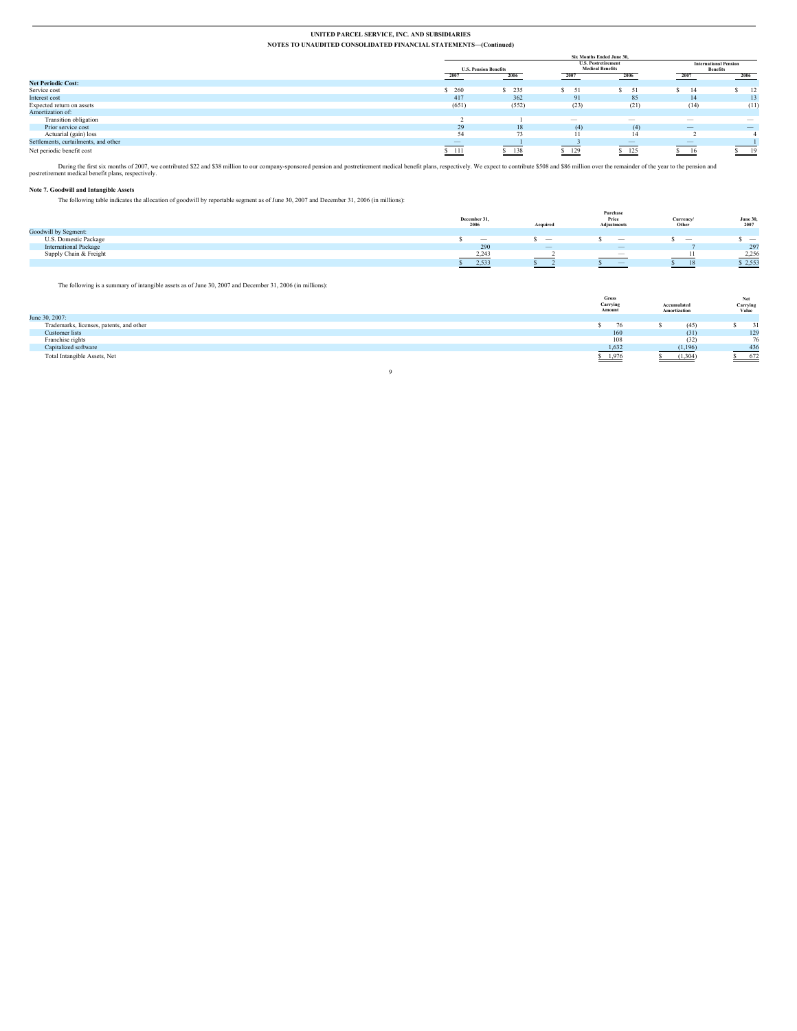UNITED PARCEL SERVICE, INC. AND SUBSIDIARIES
NOTES TO UNAUDITED CONSOLIDATED FINANCIAL STATEMENTS—(Continued)

| | Six Months Ended June 30, | | | | | |
|---|---|---|---|---|---|---|
| | U.S. Pension Benefits | | U.S. Postretirement Medical Benefits | | International Pension Benefits | |
| | 2007 | 2006 | 2007 | 2006 | 2007 | 2006 |
| **Net Periodic Cost:** | | | | | | |
| Service cost | $ 260 | $ 235 | $ 51 | $ 51 | $ 14 | $ 12 |
| Interest cost | 417 | 362 | 91 | 85 | 14 | 13 |
| Expected return on assets | (651) | (552) | (23) | (21) | (14) | (11) |
| Amortization of: | | | | | | |
| Transition obligation | 2 | 1 | — | — | — | — |
| Prior service cost | 29 | 18 | (4) | (4) | — | — |
| Actuarial (gain) loss | 54 | 73 | 11 | 14 | 2 | 4 |
| Settlements, curtailments, and other | — | 1 | 3 | — | — | 1 |
| Net periodic benefit cost | $ 111 | $ 138 | $ 129 | $ 125 | $ 16 | $ 19 |

During the first six months of 2007, we contributed $22 and $38 million to our company-sponsored pension and postretirement medical benefit plans, respectively. We expect to contribute $508 and $86 million over the remainder of the year to the pension and postretirement medical benefit plans, respectively.

### Note 7. Goodwill and Intangible Assets

The following table indicates the allocation of goodwill by reportable segment as of June 30, 2007 and December 31, 2006 (in millions):

| | December 31, 2006 | Acquired | Purchase Price Adjustments | Currency/ Other | June 30, 2007 |
|---|---|---|---|---|---|
| Goodwill by Segment: | | | | | |
| U.S. Domestic Package | $ — | $ — | $ — | $ — | $ — |
| International Package | 290 | — | — | 7 | 297 |
| Supply Chain & Freight | 2,243 | 2 | — | 11 | 2,256 |
| | $ 2,533 | $ 2 | $ — | $ 18 | $ 2,553 |

The following is a summary of intangible assets as of June 30, 2007 and December 31, 2006 (in millions):

| | Gross Carrying Amount | Accumulated Amortization | Net Carrying Value |
|---|---|---|---|
| June 30, 2007: | | | |
| Trademarks, licenses, patents, and other | $ 76 | $ (45) | $ 31 |
| Customer lists | 160 | (31) | 129 |
| Franchise rights | 108 | (32) | 76 |
| Capitalized software | 1,632 | (1,196) | 436 |
| Total Intangible Assets, Net | $ 1,976 | $ (1,304) | $ 672 |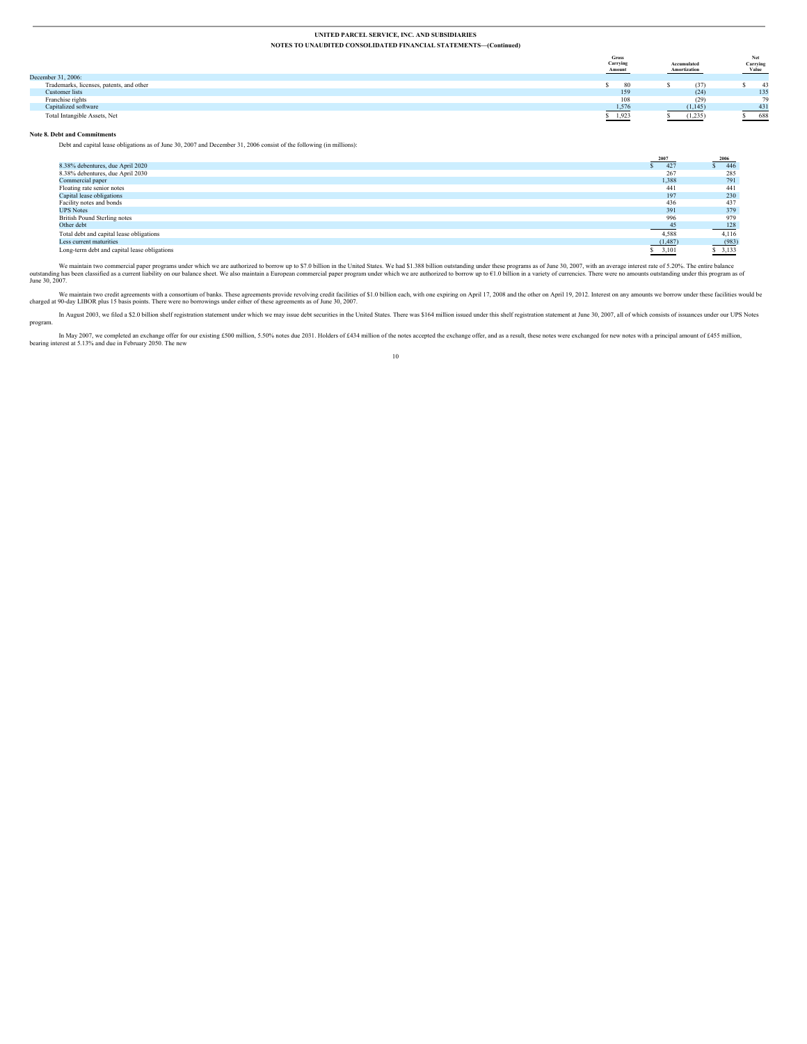|  | Gross Carrying Amount | Accumulated Amortization | Net Carrying Value |
|---|---|---|---|
| December 31, 2006: |  |  |  |
| Trademarks, licenses, patents, and other | $ 80 | $ (37) | $ 43 |
| Customer lists | 159 | (24) | 135 |
| Franchise rights | 108 | (29) | 79 |
| Capitalized software | 1,576 | (1,145) | 431 |
| Total Intangible Assets, Net | $ 1,923 | $ (1,235) | $ 688 |

**Note 8. Debt and Commitments**

Debt and capital lease obligations as of June 30, 2007 and December 31, 2006 consist of the following (in millions):

|  | 2007 | 2006 |
|---|---|---|
| 8.38% debentures, due April 2020 | $ 427 | $ 446 |
| 8.38% debentures, due April 2030 | 267 | 285 |
| Commercial paper | 1,388 | 791 |
| Floating rate senior notes | 441 | 441 |
| Capital lease obligations | 197 | 230 |
| Facility notes and bonds | 436 | 437 |
| UPS Notes | 391 | 379 |
| British Pound Sterling notes | 996 | 979 |
| Other debt | 45 | 128 |
| Total debt and capital lease obligations | 4,588 | 4,116 |
| Less current maturities | (1,487) | (983) |
| Long-term debt and capital lease obligations | $ 3,101 | $ 3,133 |

We maintain two commercial paper programs under which we are authorized to borrow up to $7.0 billion in the United States. We had $1.388 billion outstanding under these programs as of June 30, 2007, with an average interest rate of 5.20%. The entire balance outstanding has been classified as a current liability on our balance sheet. We also maintain a European commercial paper program under which we are authorized to borrow up to €1.0 billion in a variety of currencies. There were no amounts outstanding under this program as of June 30, 2007.

We maintain two credit agreements with a consortium of banks. These agreements provide revolving credit facilities of $1.0 billion each, with one expiring on April 17, 2008 and the other on April 19, 2012. Interest on any amounts we borrow under these facilities would be charged at 90-day LIBOR plus 15 basis points. There were no borrowings under either of these agreements as of June 30, 2007.

In August 2003, we filed a $2.0 billion shelf registration statement under which we may issue debt securities in the United States. There was $164 million issued under this shelf registration statement at June 30, 2007, all of which consists of issuances under our UPS Notes program.

In May 2007, we completed an exchange offer for our existing £500 million, 5.50% notes due 2031. Holders of £434 million of the notes accepted the exchange offer, and as a result, these notes were exchanged for new notes with a principal amount of £455 million, bearing interest at 5.13% and due in February 2050. The new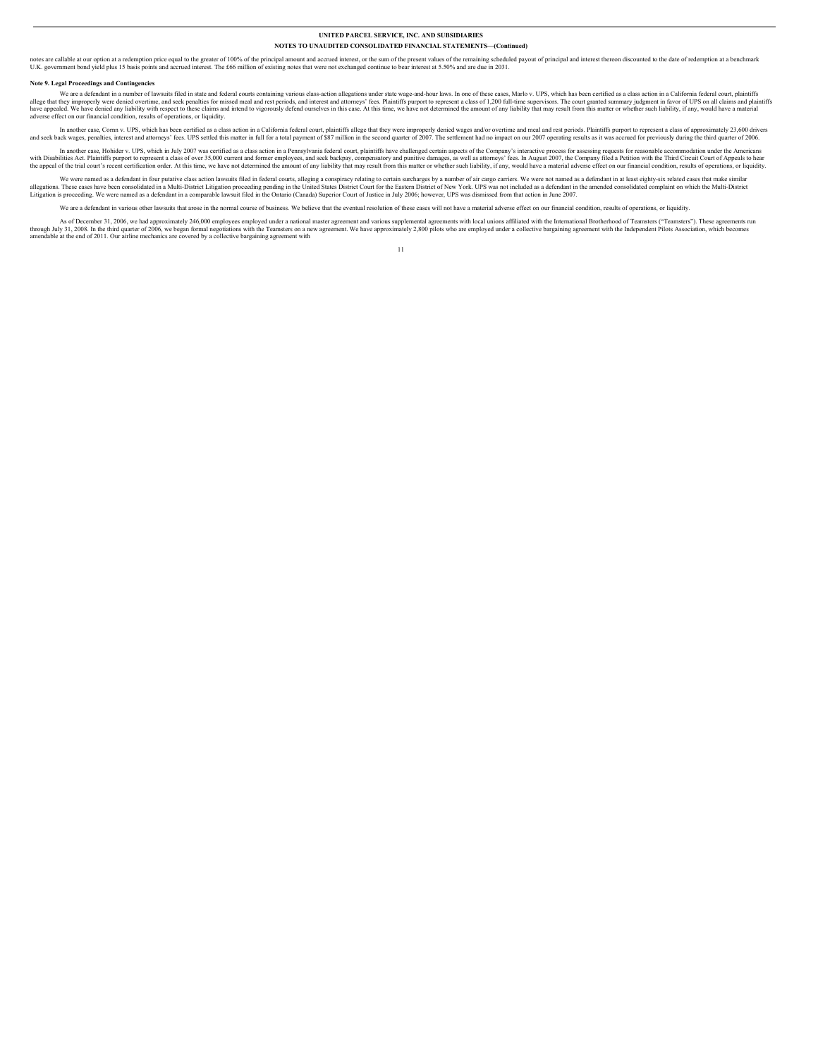notes are callable at our option at a redemption price equal to the greater of 100% of the principal amount and accrued interest, or the sum of the present values of the remaining scheduled payout of principal and interest thereon discounted to the date of redemption at a benchmark U.K. government bond yield plus 15 basis points and accrued interest. The £66 million of existing notes that were not exchanged continue to bear interest at 5.50% and are due in 2031.

**Note 9. Legal Proceedings and Contingencies**

We are a defendant in a number of lawsuits filed in state and federal courts containing various class-action allegations under state wage-and-hour laws. In one of these cases, Marlo v. UPS, which has been certified as a class action in a California federal court, plaintiffs allege that they improperly were denied overtime, and seek penalties for missed meal and rest periods, and interest and attorneys' fees. Plaintiffs purport to represent a class of 1,200 full-time supervisors. The court granted summary judgment in favor of UPS on all claims and plaintiffs have appealed. We have denied any liability with respect to these claims and intend to vigorously defend ourselves in this case. At this time, we have not determined the amount of any liability that may result from this matter or whether such liability, if any, would have a material adverse effect on our financial condition, results of operations, or liquidity.

In another case, Cornn v. UPS, which has been certified as a class action in a California federal court, plaintiffs allege that they were improperly denied wages and/or overtime and meal and rest periods. Plaintiffs purport to represent a class of approximately 23,600 drivers and seek back wages, penalties, interest and attorneys' fees. UPS settled this matter in full for a total payment of $87 million in the second quarter of 2007. The settlement had no impact on our 2007 operating results as it was accrued for previously during the third quarter of 2006.

In another case, Hohider v. UPS, which in July 2007 was certified as a class action in a Pennsylvania federal court, plaintiffs have challenged certain aspects of the Company's interactive process for assessing requests for reasonable accommodation under the Americans with Disabilities Act. Plaintiffs purport to represent a class of over 35,000 current and former employees, and seek backpay, compensatory and punitive damages, as well as attorneys' fees. In August 2007, the Company filed a Petition with the Third Circuit Court of Appeals to hear the appeal of the trial court's recent certification order. At this time, we have not determined the amount of any liability that may result from this matter or whether such liability, if any, would have a material adverse effect on our financial condition, results of operations, or liquidity.

We were named as a defendant in four putative class action lawsuits filed in federal courts, alleging a conspiracy relating to certain surcharges by a number of air cargo carriers. We were not named as a defendant in at least eighty-six related cases that make similar allegations. These cases have been consolidated in a Multi-District Litigation proceeding pending in the United States District Court for the Eastern District of New York. UPS was not included as a defendant in the amended consolidated complaint on which the Multi-District Litigation is proceeding. We were named as a defendant in a comparable lawsuit filed in the Ontario (Canada) Superior Court of Justice in July 2006; however, UPS was dismissed from that action in June 2007.

We are a defendant in various other lawsuits that arose in the normal course of business. We believe that the eventual resolution of these cases will not have a material adverse effect on our financial condition, results of operations, or liquidity.

As of December 31, 2006, we had approximately 246,000 employees employed under a national master agreement and various supplemental agreements with local unions affiliated with the International Brotherhood of Teamsters ("Teamsters"). These agreements run through July 31, 2008. In the third quarter of 2006, we began formal negotiations with the Teamsters on a new agreement. We have approximately 2,800 pilots who are employed under a collective bargaining agreement with the Independent Pilots Association, which becomes amendable at the end of 2011. Our airline mechanics are covered by a collective bargaining agreement with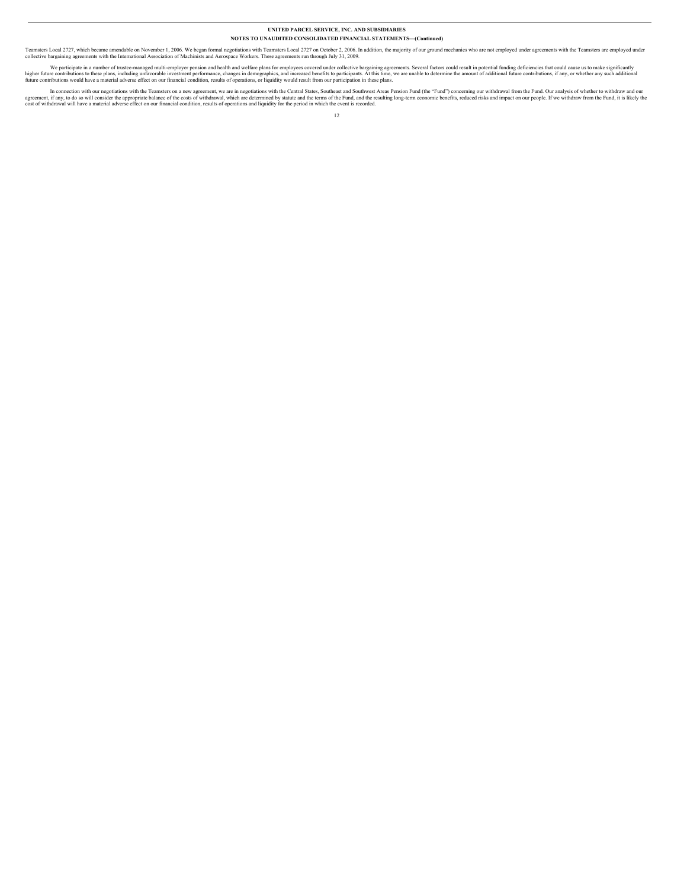Teamsters Local 2727, which became amendable on November 1, 2006. We began formal negotiations with Teamsters Local 2727 on October 2, 2006. In addition, the majority of our ground mechanics who are not employed under agreements with the Teamsters are employed under collective bargaining agreements with the International Association of Machinists and Aerospace Workers. These agreements run through July 31, 2009.

We participate in a number of trustee-managed multi-employer pension and health and welfare plans for employees covered under collective bargaining agreements. Several factors could result in potential funding deficiencies that could cause us to make significantly higher future contributions to these plans, including unfavorable investment performance, changes in demographics, and increased benefits to participants. At this time, we are unable to determine the amount of additional future contributions, if any, or whether any such additional future contributions would have a material adverse effect on our financial condition, results of operations, or liquidity would result from our participation in these plans.

In connection with our negotiations with the Teamsters on a new agreement, we are in negotiations with the Central States, Southeast and Southwest Areas Pension Fund (the "Fund") concerning our withdrawal from the Fund. Our analysis of whether to withdraw and our agreement, if any, to do so will consider the appropriate balance of the costs of withdrawal, which are determined by statute and the terms of the Fund, and the resulting long-term economic benefits, reduced risks and impact on our people. If we withdraw from the Fund, it is likely the cost of withdrawal will have a material adverse effect on our financial condition, results of operations and liquidity for the period in which the event is recorded.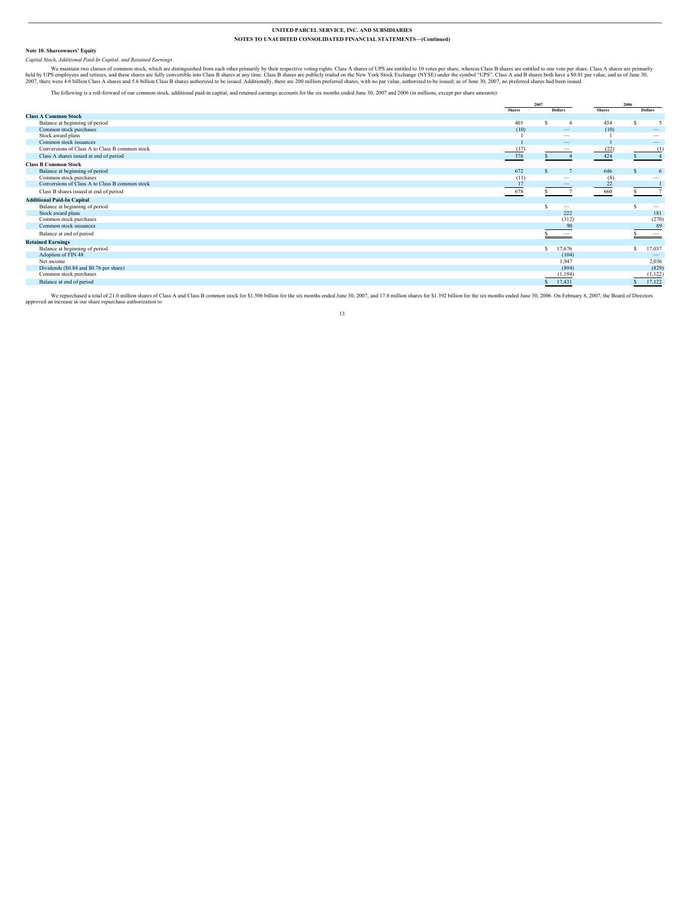**Note 10. Shareowners' Equity**

*Capital Stock, Additional Paid-In Capital, and Retained Earnings*

We maintain two classes of common stock, which are distinguished from each other primarily by their respective voting rights. Class A shares of UPS are entitled to 10 votes per share, whereas Class B shares are entitled to one vote per share. Class A shares are primarily held by UPS employees and retirees, and these shares are fully convertible into Class B shares at any time. Class B shares are publicly traded on the New York Stock Exchange (NYSE) under the symbol "UPS". Class A and B shares both have a $0.01 par value, and as of June 30, 2007, there were 4.6 billion Class A shares and 5.6 billion Class B shares authorized to be issued. Additionally, there are 200 million preferred shares, with no par value, authorized to be issued; as of June 30, 2007, no preferred shares had been issued.

The following is a roll-forward of our common stock, additional paid-in capital, and retained earnings accounts for the six months ended June 30, 2007 and 2006 (in millions, except per share amounts):

| | 2007 | | 2006 | |
|---|---|---|---|---|
| | Shares | Dollars | Shares | Dollars |
| **Class A Common Stock** | | | | |
| Balance at beginning of period | 401 | $ 4 | 454 | $ 5 |
| Common stock purchases | (10) | — | (10) | — |
| Stock award plans | 1 | — | 1 | — |
| Common stock issuances | 1 | — | 1 | — |
| Conversions of Class A to Class B common stock | (17) | — | (22) | (1) |
| Class A shares issued at end of period | 376 | $ 4 | 424 | $ 4 |
| **Class B Common Stock** | | | | |
| Balance at beginning of period | 672 | $ 7 | 646 | $ 6 |
| Common stock purchases | (11) | — | (8) | — |
| Conversions of Class A to Class B common stock | 17 | — | 22 | 1 |
| Class B shares issued at end of period | 678 | $ 7 | 660 | $ 7 |
| **Additional Paid-In Capital** | | | | |
| Balance at beginning of period | | $ — | | $ — |
| Stock award plans | | 222 | | 181 |
| Common stock purchases | | (312) | | (270) |
| Common stock issuances | | 90 | | 89 |
| Balance at end of period | | $ — | | $ — |
| **Retained Earnings** | | | | |
| Balance at beginning of period | | $ 17,676 | | $ 17,037 |
| Adoption of FIN 48 | | (104) | | — |
| Net income | | 1,947 | | 2,036 |
| Dividends ($0.84 and $0.76 per share) | | (894) | | (829) |
| Common stock purchases | | (1,194) | | (1,122) |
| Balance at end of period | | $ 17,431 | | $ 17,122 |

We repurchased a total of 21.0 million shares of Class A and Class B common stock for $1.506 billion for the six months ended June 30, 2007, and 17.8 million shares for $1.392 billion for the six months ended June 30, 2006. On February 8, 2007, the Board of Directors approved an increase in our share repurchase authorization to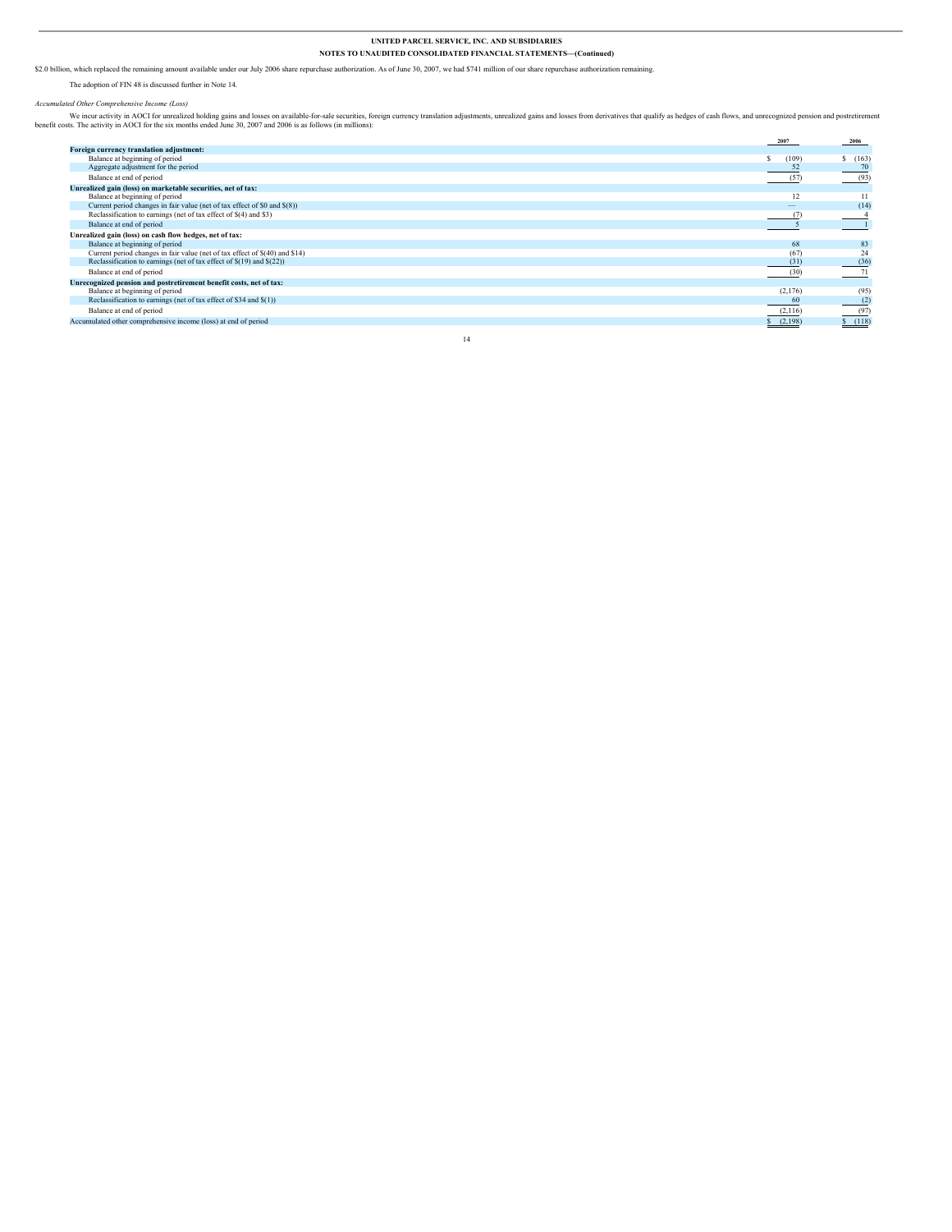$2.0 billion, which replaced the remaining amount available under our July 2006 share repurchase authorization. As of June 30, 2007, we had $741 million of our share repurchase authorization remaining.

The adoption of FIN 48 is discussed further in Note 14.

*Accumulated Other Comprehensive Income (Loss)*

We incur activity in AOCI for unrealized holding gains and losses on available-for-sale securities, foreign currency translation adjustments, unrealized gains and losses from derivatives that qualify as hedges of cash flows, and unrecognized pension and postretirement benefit costs. The activity in AOCI for the six months ended June 30, 2007 and 2006 is as follows (in millions):

| | 2007 | 2006 |
|---|---|---|
| **Foreign currency translation adjustment:** | | |
| Balance at beginning of period | $ (109) | $ (163) |
| Aggregate adjustment for the period | 52 | 70 |
| Balance at end of period | (57) | (93) |
| **Unrealized gain (loss) on marketable securities, net of tax:** | | |
| Balance at beginning of period | 12 | 11 |
| Current period changes in fair value (net of tax effect of $0 and $(8)) | — | (14) |
| Reclassification to earnings (net of tax effect of $(4) and $3) | (7) | 4 |
| Balance at end of period | 5 | 1 |
| **Unrealized gain (loss) on cash flow hedges, net of tax:** | | |
| Balance at beginning of period | 68 | 83 |
| Current period changes in fair value (net of tax effect of $(40) and $14) | (67) | 24 |
| Reclassification to earnings (net of tax effect of $(19) and $(22)) | (31) | (36) |
| Balance at end of period | (30) | 71 |
| **Unrecognized pension and postretirement benefit costs, net of tax:** | | |
| Balance at beginning of period | (2,176) | (95) |
| Reclassification to earnings (net of tax effect of $34 and $(1)) | 60 | (2) |
| Balance at end of period | (2,116) | (97) |
| Accumulated other comprehensive income (loss) at end of period | $ (2,198) | $ (118) |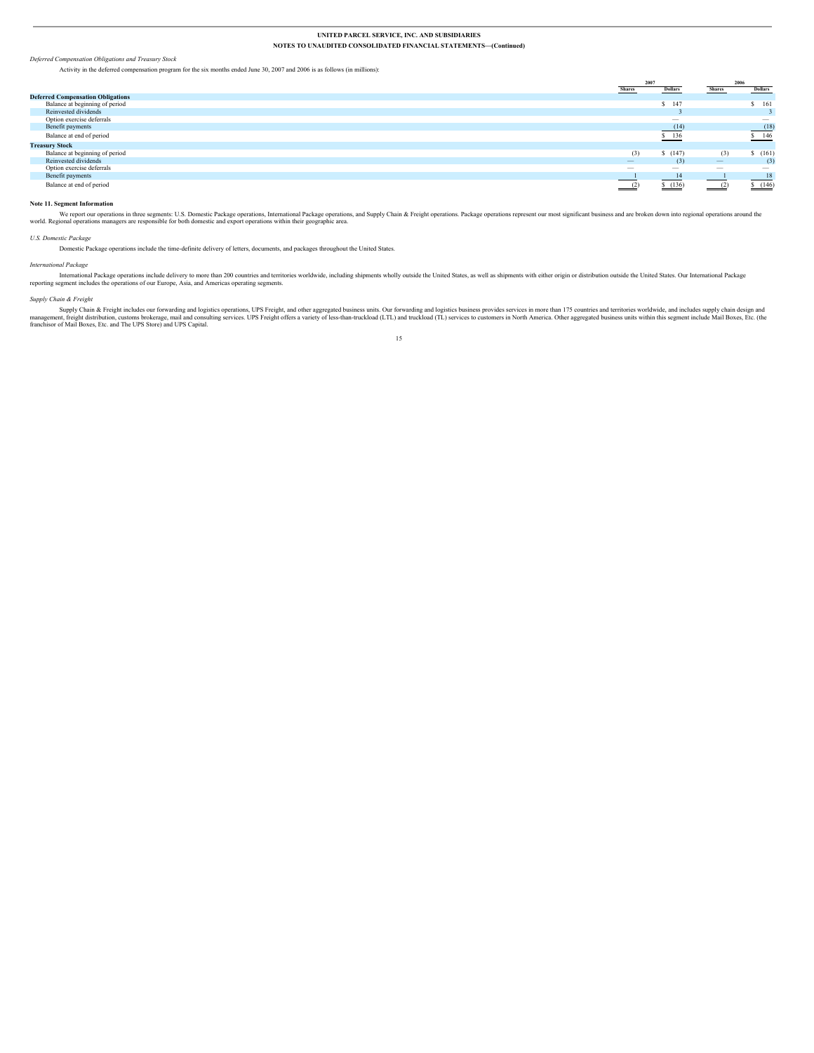*Deferred Compensation Obligations and Treasury Stock*

Activity in the deferred compensation program for the six months ended June 30, 2007 and 2006 is as follows (in millions):

| | 2007 | | 2006 | |
|---|---|---|---|---|
| | Shares | Dollars | Shares | Dollars |
| **Deferred Compensation Obligations** | | | | |
| Balance at beginning of period | | $ 147 | | $ 161 |
| Reinvested dividends | | 3 | | 3 |
| Option exercise deferrals | | — | | — |
| Benefit payments | | (14) | | (18) |
| Balance at end of period | | $ 136 | | $ 146 |
| **Treasury Stock** | | | | |
| Balance at beginning of period | (3) | $ (147) | (3) | $ (161) |
| Reinvested dividends | — | (3) | — | (3) |
| Option exercise deferrals | — | — | — | — |
| Benefit payments | 1 | 14 | 1 | 18 |
| Balance at end of period | (2) | $ (136) | (2) | $ (146) |

**Note 11. Segment Information**

We report our operations in three segments: U.S. Domestic Package operations, International Package operations, and Supply Chain & Freight operations. Package operations represent our most significant business and are broken down into regional operations around the world. Regional operations managers are responsible for both domestic and export operations within their geographic area.

*U.S. Domestic Package*

Domestic Package operations include the time-definite delivery of letters, documents, and packages throughout the United States.

*International Package*

International Package operations include delivery to more than 200 countries and territories worldwide, including shipments wholly outside the United States, as well as shipments with either origin or distribution outside the United States. Our International Package reporting segment includes the operations of our Europe, Asia, and Americas operating segments.

*Supply Chain & Freight*

Supply Chain & Freight includes our forwarding and logistics operations, UPS Freight, and other aggregated business units. Our forwarding and logistics business provides services in more than 175 countries and territories worldwide, and includes supply chain design and management, freight distribution, customs brokerage, mail and consulting services. UPS Freight offers a variety of less-than-truckload (LTL) and truckload (TL) services to customers in North America. Other aggregated business units within this segment include Mail Boxes, Etc. (the franchisor of Mail Boxes, Etc. and The UPS Store) and UPS Capital.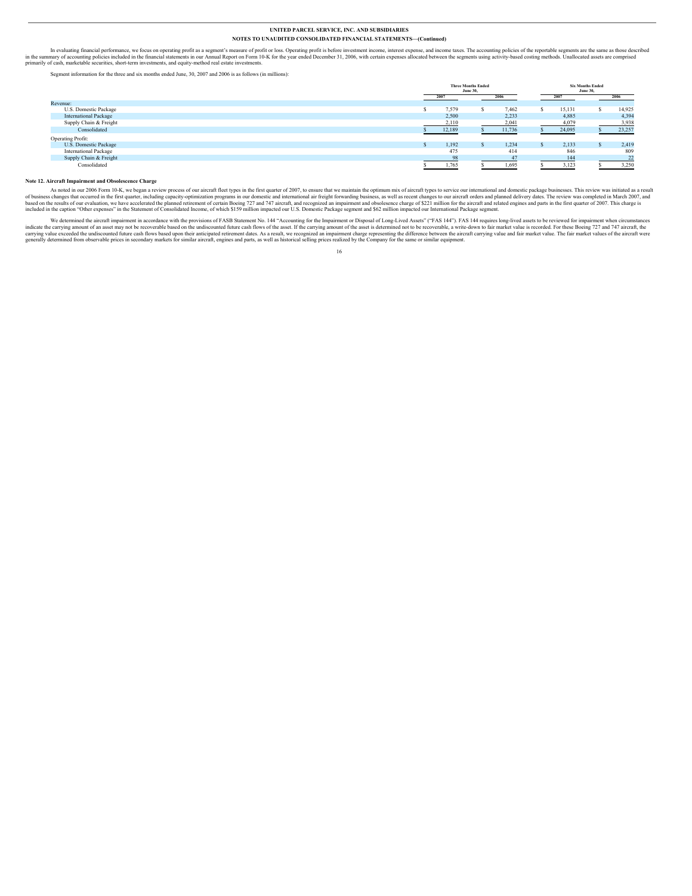**UNITED PARCEL SERVICE, INC. AND SUBSIDIARIES**

**NOTES TO UNAUDITED CONSOLIDATED FINANCIAL STATEMENTS—(Continued)**

In evaluating financial performance, we focus on operating profit as a segment's measure of profit or loss. Operating profit is before investment income, interest expense, and income taxes. The accounting policies of the reportable segments are the same as those described in the summary of accounting policies included in the financial statements in our Annual Report on Form 10-K for the year ended December 31, 2006, with certain expenses allocated between the segments using activity-based costing methods. Unallocated assets are comprised primarily of cash, marketable securities, short-term investments, and equity-method real estate investments.

Segment information for the three and six months ended June, 30, 2007 and 2006 is as follows (in millions):

| | Three Months Ended June 30, | | Six Months Ended June 30, | |
|---|---|---|---|---|
| | 2007 | 2006 | 2007 | 2006 |
| Revenue: | | | | |
| U.S. Domestic Package | $ 7,579 | $ 7,462 | $ 15,131 | $ 14,925 |
| International Package | 2,500 | 2,233 | 4,885 | 4,394 |
| Supply Chain & Freight | 2,110 | 2,041 | 4,079 | 3,938 |
| Consolidated | $ 12,189 | $ 11,736 | $ 24,095 | $ 23,257 |
| Operating Profit: | | | | |
| U.S. Domestic Package | $ 1,192 | $ 1,234 | $ 2,133 | $ 2,419 |
| International Package | 475 | 414 | 846 | 809 |
| Supply Chain & Freight | 98 | 47 | 144 | 22 |
| Consolidated | $ 1,765 | $ 1,695 | $ 3,123 | $ 3,250 |

**Note 12. Aircraft Impairment and Obsolescence Charge**

As noted in our 2006 Form 10-K, we began a review process of our aircraft fleet types in the first quarter of 2007, to ensure that we maintain the optimum mix of aircraft types to service our international and domestic package businesses. This review was initiated as a result of business changes that occurred in the first quarter, including capacity-optimization programs in our domestic and international air freight forwarding business, as well as recent changes to our aircraft orders and planned delivery dates. The review was completed in March 2007, and based on the results of our evaluation, we have accelerated the planned retirement of certain Boeing 727 and 747 aircraft, and recognized an impairment and obsolescence charge of $221 million for the aircraft and related engines and parts in the first quarter of 2007. This charge is included in the caption "Other expenses" in the Statement of Consolidated Income, of which $159 million impacted our U.S. Domestic Package segment and $62 million impacted our International Package segment.

We determined the aircraft impairment in accordance with the provisions of FASB Statement No. 144 "Accounting for the Impairment or Disposal of Long-Lived Assets" ("FAS 144"). FAS 144 requires long-lived assets to be reviewed for impairment when circumstances indicate the carrying amount of an asset may not be recoverable based on the undiscounted future cash flows of the asset. If the carrying amount of the asset is determined not to be recoverable, a write-down to fair market value is recorded. For these Boeing 727 and 747 aircraft, the carrying value exceeded the undiscounted future cash flows based upon their anticipated retirement dates. As a result, we recognized an impairment charge representing the difference between the aircraft carrying value and fair market value. The fair market values of the aircraft were generally determined from observable prices in secondary markets for similar aircraft, engines and parts, as well as historical selling prices realized by the Company for the same or similar equipment.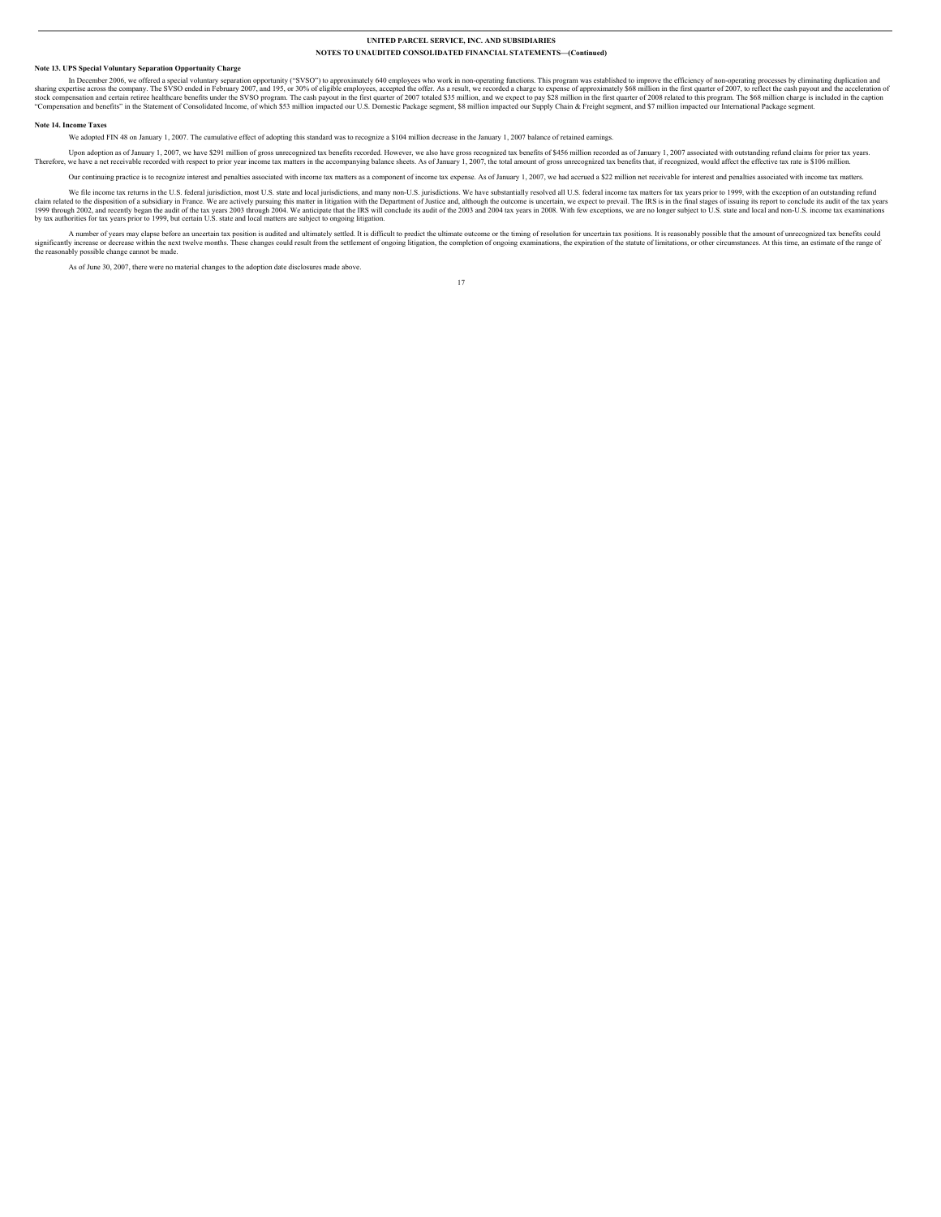**UNITED PARCEL SERVICE, INC. AND SUBSIDIARIES**

**NOTES TO UNAUDITED CONSOLIDATED FINANCIAL STATEMENTS—(Continued)**

**Note 13. UPS Special Voluntary Separation Opportunity Charge**

In December 2006, we offered a special voluntary separation opportunity ("SVSO") to approximately 640 employees who work in non-operating functions. This program was established to improve the efficiency of non-operating processes by eliminating duplication and sharing expertise across the company. The SVSO ended in February 2007, and 195, or 30% of eligible employees, accepted the offer. As a result, we recorded a charge to expense of approximately $68 million in the first quarter of 2007, to reflect the cash payout and the acceleration of stock compensation and certain retiree healthcare benefits under the SVSO program. The cash payout in the first quarter of 2007 totaled $35 million, and we expect to pay $28 million in the first quarter of 2008 related to this program. The $68 million charge is included in the caption "Compensation and benefits" in the Statement of Consolidated Income, of which $53 million impacted our U.S. Domestic Package segment, $8 million impacted our Supply Chain & Freight segment, and $7 million impacted our International Package segment.

**Note 14. Income Taxes**

We adopted FIN 48 on January 1, 2007. The cumulative effect of adopting this standard was to recognize a $104 million decrease in the January 1, 2007 balance of retained earnings.

Upon adoption as of January 1, 2007, we have $291 million of gross unrecognized tax benefits recorded. However, we also have gross recognized tax benefits of $456 million recorded as of January 1, 2007 associated with outstanding refund claims for prior tax years. Therefore, we have a net receivable recorded with respect to prior year income tax matters in the accompanying balance sheets. As of January 1, 2007, the total amount of gross unrecognized tax benefits that, if recognized, would affect the effective tax rate is $106 million.

Our continuing practice is to recognize interest and penalties associated with income tax matters as a component of income tax expense. As of January 1, 2007, we had accrued a $22 million net receivable for interest and penalties associated with income tax matters.

We file income tax returns in the U.S. federal jurisdiction, most U.S. state and local jurisdictions, and many non-U.S. jurisdictions. We have substantially resolved all U.S. federal income tax matters for tax years prior to 1999, with the exception of an outstanding refund claim related to the disposition of a subsidiary in France. We are actively pursuing this matter in litigation with the Department of Justice and, although the outcome is uncertain, we expect to prevail. The IRS is in the final stages of issuing its report to conclude its audit of the tax years 1999 through 2002, and recently began the audit of the tax years 2003 through 2004. We anticipate that the IRS will conclude its audit of the 2003 and 2004 tax years in 2008. With few exceptions, we are no longer subject to U.S. state and local and non-U.S. income tax examinations by tax authorities for tax years prior to 1999, but certain U.S. state and local matters are subject to ongoing litigation.

A number of years may elapse before an uncertain tax position is audited and ultimately settled. It is difficult to predict the ultimate outcome or the timing of resolution for uncertain tax positions. It is reasonably possible that the amount of unrecognized tax benefits could significantly increase or decrease within the next twelve months. These changes could result from the settlement of ongoing litigation, the completion of ongoing examinations, the expiration of the statute of limitations, or other circumstances. At this time, an estimate of the range of the reasonably possible change cannot be made.

As of June 30, 2007, there were no material changes to the adoption date disclosures made above.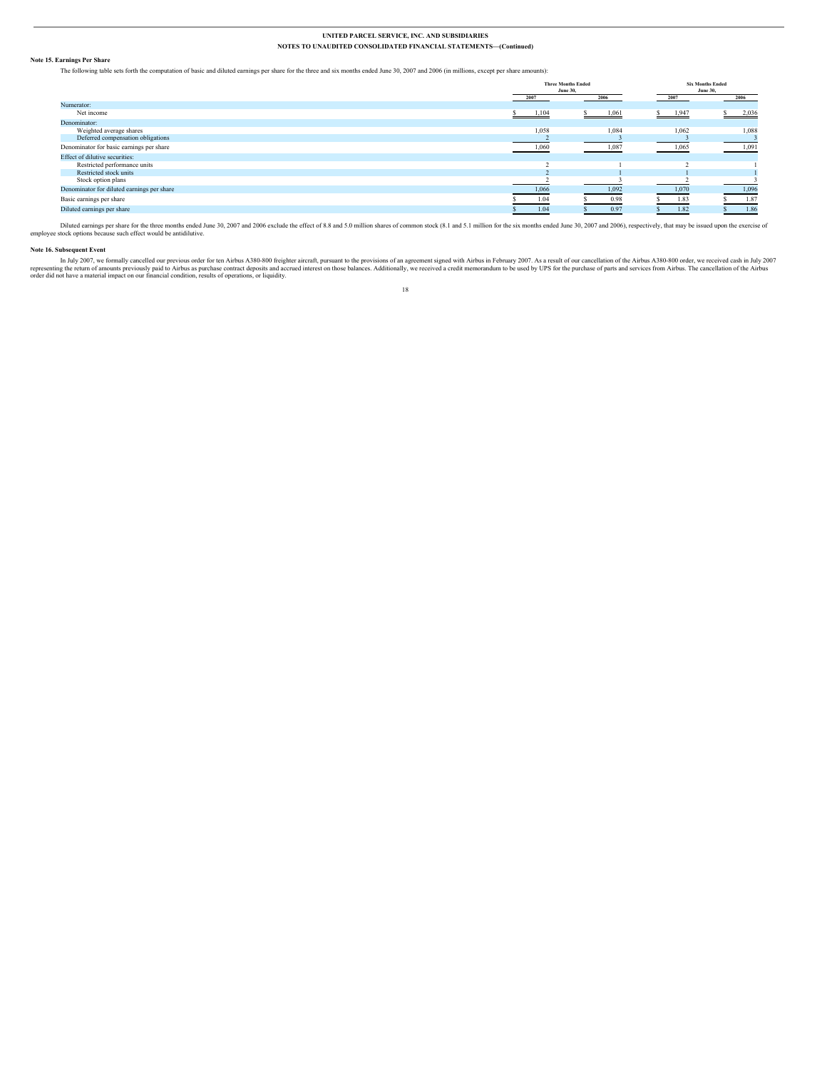## Note 15. Earnings Per Share

The following table sets forth the computation of basic and diluted earnings per share for the three and six months ended June 30, 2007 and 2006 (in millions, except per share amounts):

| | Three Months Ended June 30, | | Six Months Ended June 30, | |
|---|---|---|---|---|
| | 2007 | 2006 | 2007 | 2006 |
| Numerator: | | | | |
| Net income | $ 1,104 | $ 1,061 | $ 1,947 | $ 2,036 |
| Denominator: | | | | |
| Weighted average shares | 1,058 | 1,084 | 1,062 | 1,088 |
| Deferred compensation obligations | 2 | 3 | 3 | 3 |
| Denominator for basic earnings per share | 1,060 | 1,087 | 1,065 | 1,091 |
| Effect of dilutive securities: | | | | |
| Restricted performance units | 2 | 1 | 2 | 1 |
| Restricted stock units | 2 | 1 | 1 | 1 |
| Stock option plans | 2 | 3 | 2 | 3 |
| Denominator for diluted earnings per share | 1,066 | 1,092 | 1,070 | 1,096 |
| Basic earnings per share | $ 1.04 | $ 0.98 | $ 1.83 | $ 1.87 |
| Diluted earnings per share | $ 1.04 | $ 0.97 | $ 1.82 | $ 1.86 |

Diluted earnings per share for the three months ended June 30, 2007 and 2006 exclude the effect of 8.8 and 5.0 million shares of common stock (8.1 and 5.1 million for the six months ended June 30, 2007 and 2006), respectively, that may be issued upon the exercise of employee stock options because such effect would be antidilutive.

## Note 16. Subsequent Event

In July 2007, we formally cancelled our previous order for ten Airbus A380-800 freighter aircraft, pursuant to the provisions of an agreement signed with Airbus in February 2007. As a result of our cancellation of the Airbus A380-800 order, we received cash in July 2007 representing the return of amounts previously paid to Airbus as purchase contract deposits and accrued interest on those balances. Additionally, we received a credit memorandum to be used by UPS for the purchase of parts and services from Airbus. The cancellation of the Airbus order did not have a material impact on our financial condition, results of operations, or liquidity.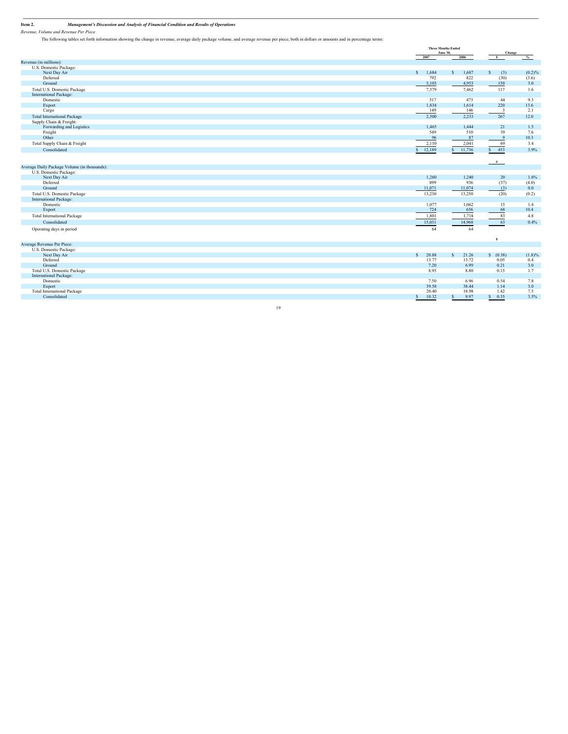**Item 2.** ***Management's Discussion and Analysis of Financial Condition and Results of Operations***

*Revenue, Volume and Revenue Per Piece*

The following tables set forth information showing the change in revenue, average daily package volume, and average revenue per piece, both in dollars or amounts and in percentage terms:

| | Three Months Ended June 30, | | Change | |
|---|---|---|---|---|
| | 2007 | 2006 | $ | % |
| Revenue (in millions): | | | | |
| U.S. Domestic Package: | | | | |
| Next Day Air | $ 1,684 | $ 1,687 | $ (3) | (0.2)% |
| Deferred | 792 | 822 | (30) | (3.6) |
| Ground | 5,103 | 4,953 | 150 | 3.0 |
| Total U.S. Domestic Package | 7,579 | 7,462 | 117 | 1.6 |
| International Package: | | | | |
| Domestic | 517 | 473 | 44 | 9.3 |
| Export | 1,834 | 1,614 | 220 | 13.6 |
| Cargo | 149 | 146 | 3 | 2.1 |
| Total International Package | 2,500 | 2,233 | 267 | 12.0 |
| Supply Chain & Freight: | | | | |
| Forwarding and Logistics | 1,465 | 1,444 | 21 | 1.5 |
| Freight | 549 | 510 | 39 | 7.6 |
| Other | 96 | 87 | 9 | 10.3 |
| Total Supply Chain & Freight | 2,110 | 2,041 | 69 | 3.4 |
| Consolidated | $ 12,189 | $ 11,736 | $ 453 | 3.9% |
| | | | # | |
| Average Daily Package Volume (in thousands): | | | | |
| U.S. Domestic Package: | | | | |
| Next Day Air | 1,260 | 1,240 | 20 | 1.6% |
| Deferred | 899 | 936 | (37) | (4.0) |
| Ground | 11,071 | 11,074 | (3) | 0.0 |
| Total U.S. Domestic Package | 13,230 | 13,250 | (20) | (0.2) |
| International Package: | | | | |
| Domestic | 1,077 | 1,062 | 15 | 1.4 |
| Export | 724 | 656 | 68 | 10.4 |
| Total International Package | 1,801 | 1,718 | 83 | 4.8 |
| Consolidated | 15,031 | 14,968 | 63 | 0.4% |
| Operating days in period | 64 | 64 | | |
| | | | $ | |
| Average Revenue Per Piece: | | | | |
| U.S. Domestic Package: | | | | |
| Next Day Air | $ 20.88 | $ 21.26 | $ (0.38) | (1.8)% |
| Deferred | 13.77 | 13.72 | 0.05 | 0.4 |
| Ground | 7.20 | 6.99 | 0.21 | 3.0 |
| Total U.S. Domestic Package | 8.95 | 8.80 | 0.15 | 1.7 |
| International Package: | | | | |
| Domestic | 7.50 | 6.96 | 0.54 | 7.8 |
| Export | 39.58 | 38.44 | 1.14 | 3.0 |
| Total International Package | 20.40 | 18.98 | 1.42 | 7.5 |
| Consolidated | $ 10.32 | $ 9.97 | $ 0.35 | 3.5% |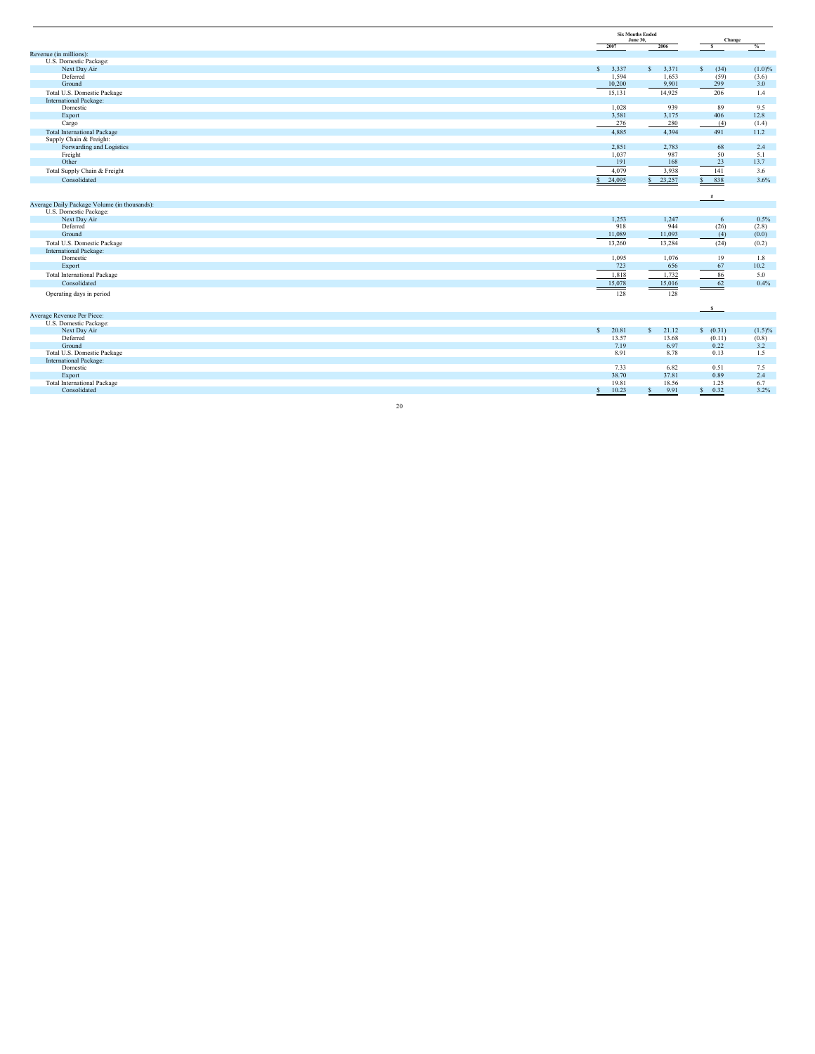| | Six Months Ended June 30, | | Change | |
|---|---|---|---|---|
| | 2007 | 2006 | $ | % |
| Revenue (in millions): | | | | |
| U.S. Domestic Package: | | | | |
| Next Day Air | $ 3,337 | $ 3,371 | $ (34) | (1.0)% |
| Deferred | 1,594 | 1,653 | (59) | (3.6) |
| Ground | 10,200 | 9,901 | 299 | 3.0 |
| Total U.S. Domestic Package | 15,131 | 14,925 | 206 | 1.4 |
| International Package: | | | | |
| Domestic | 1,028 | 939 | 89 | 9.5 |
| Export | 3,581 | 3,175 | 406 | 12.8 |
| Cargo | 276 | 280 | (4) | (1.4) |
| Total International Package | 4,885 | 4,394 | 491 | 11.2 |
| Supply Chain & Freight: | | | | |
| Forwarding and Logistics | 2,851 | 2,783 | 68 | 2.4 |
| Freight | 1,037 | 987 | 50 | 5.1 |
| Other | 191 | 168 | 23 | 13.7 |
| Total Supply Chain & Freight | 4,079 | 3,938 | 141 | 3.6 |
| Consolidated | $ 24,095 | $ 23,257 | $ 838 | 3.6% |
| | | | # | |
| Average Daily Package Volume (in thousands): | | | | |
| U.S. Domestic Package: | | | | |
| Next Day Air | 1,253 | 1,247 | 6 | 0.5% |
| Deferred | 918 | 944 | (26) | (2.8) |
| Ground | 11,089 | 11,093 | (4) | (0.0) |
| Total U.S. Domestic Package | 13,260 | 13,284 | (24) | (0.2) |
| International Package: | | | | |
| Domestic | 1,095 | 1,076 | 19 | 1.8 |
| Export | 723 | 656 | 67 | 10.2 |
| Total International Package | 1,818 | 1,732 | 86 | 5.0 |
| Consolidated | 15,078 | 15,016 | 62 | 0.4% |
| Operating days in period | 128 | 128 | | |
| | | | $ | |
| Average Revenue Per Piece: | | | | |
| U.S. Domestic Package: | | | | |
| Next Day Air | $ 20.81 | $ 21.12 | $ (0.31) | (1.5)% |
| Deferred | 13.57 | 13.68 | (0.11) | (0.8) |
| Ground | 7.19 | 6.97 | 0.22 | 3.2 |
| Total U.S. Domestic Package | 8.91 | 8.78 | 0.13 | 1.5 |
| International Package: | | | | |
| Domestic | 7.33 | 6.82 | 0.51 | 7.5 |
| Export | 38.70 | 37.81 | 0.89 | 2.4 |
| Total International Package | 19.81 | 18.56 | 1.25 | 6.7 |
| Consolidated | $ 10.23 | $ 9.91 | $ 0.32 | 3.2% |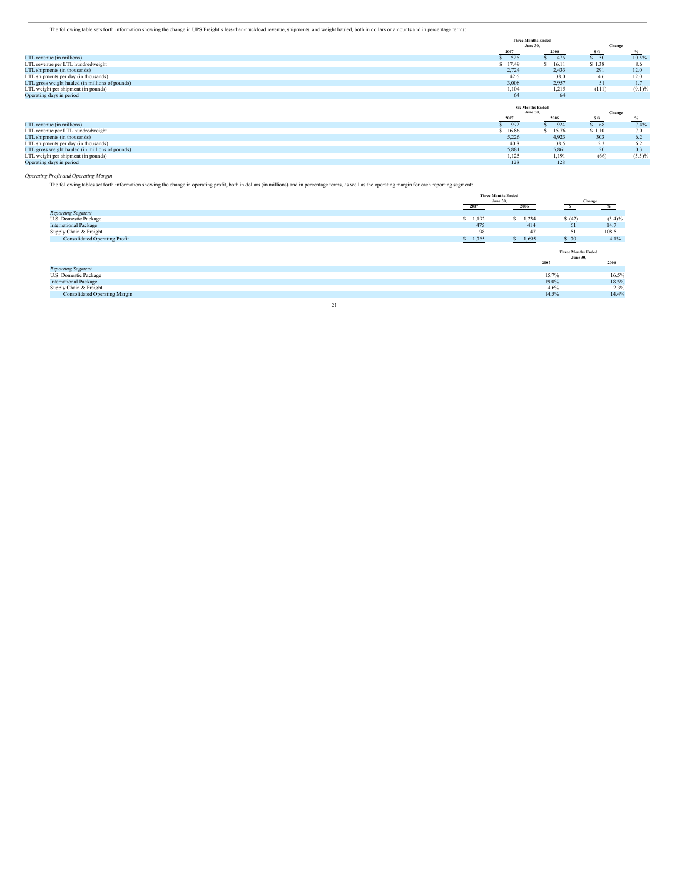The following table sets forth information showing the change in UPS Freight's less-than-truckload revenue, shipments, and weight hauled, both in dollars or amounts and in percentage terms:

| | Three Months Ended June 30, | | Change | |
|---|---|---|---|---|
| | 2007 | 2006 | $ /# | % |
| LTL revenue (in millions) | $ 526 | $ 476 | $ 50 | 10.5% |
| LTL revenue per LTL hundredweight | $ 17.49 | $ 16.11 | $ 1.38 | 8.6 |
| LTL shipments (in thousands) | 2,724 | 2,433 | 291 | 12.0 |
| LTL shipments per day (in thousands) | 42.6 | 38.0 | 4.6 | 12.0 |
| LTL gross weight hauled (in millions of pounds) | 3,008 | 2,957 | 51 | 1.7 |
| LTL weight per shipment (in pounds) | 1,104 | 1,215 | (111) | (9.1)% |
| Operating days in period | 64 | 64 | | |

| | Six Months Ended June 30, | | Change | |
|---|---|---|---|---|
| | 2007 | 2006 | $ /# | % |
| LTL revenue (in millions) | $ 992 | $ 924 | $ 68 | 7.4% |
| LTL revenue per LTL hundredweight | $ 16.86 | $ 15.76 | $ 1.10 | 7.0 |
| LTL shipments (in thousands) | 5,226 | 4,923 | 303 | 6.2 |
| LTL shipments per day (in thousands) | 40.8 | 38.5 | 2.3 | 6.2 |
| LTL gross weight hauled (in millions of pounds) | 5,881 | 5,861 | 20 | 0.3 |
| LTL weight per shipment (in pounds) | 1,125 | 1,191 | (66) | (5.5)% |
| Operating days in period | 128 | 128 | | |

*Operating Profit and Operating Margin*

The following tables set forth information showing the change in operating profit, both in dollars (in millions) and in percentage terms, as well as the operating margin for each reporting segment:

| | Three Months Ended June 30, | | Change | |
|---|---|---|---|---|
| | 2007 | 2006 | $ | % |
| *Reporting Segment* | | | | |
| U.S. Domestic Package | $ 1,192 | $ 1,234 | $ (42) | (3.4)% |
| International Package | 475 | 414 | 61 | 14.7 |
| Supply Chain & Freight | 98 | 47 | 51 | 108.5 |
| Consolidated Operating Profit | $ 1,765 | $ 1,695 | $ 70 | 4.1% |

| | Three Months Ended June 30, | |
|---|---|---|
| | 2007 | 2006 |
| *Reporting Segment* | | |
| U.S. Domestic Package | 15.7% | 16.5% |
| International Package | 19.0% | 18.5% |
| Supply Chain & Freight | 4.6% | 2.3% |
| Consolidated Operating Margin | 14.5% | 14.4% |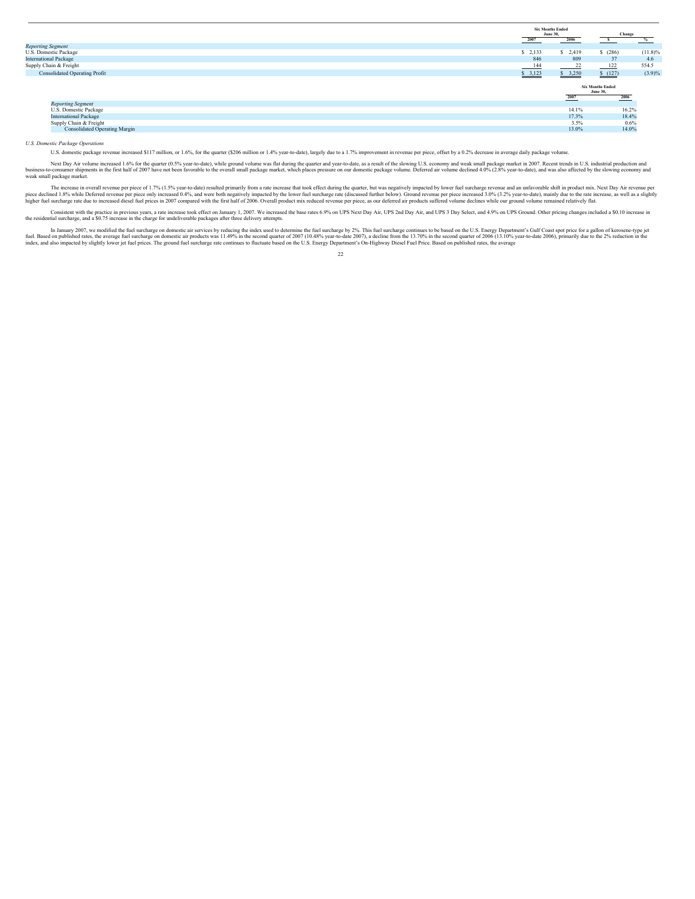| | Six Months Ended June 30, | | Change | |
|---|---|---|---|---|
| | 2007 | 2006 | $ | % |
| *Reporting Segment* | | | | |
| U.S. Domestic Package | $ 2,133 | $ 2,419 | $ (286) | (11.8)% |
| International Package | 846 | 809 | 37 | 4.6 |
| Supply Chain & Freight | 144 | 22 | 122 | 554.5 |
| Consolidated Operating Profit | $ 3,123 | $ 3,250 | $ (127) | (3.9)% |

| | Six Months Ended June 30, | |
|---|---|---|
| | 2007 | 2006 |
| *Reporting Segment* | | |
| U.S. Domestic Package | 14.1% | 16.2% |
| International Package | 17.3% | 18.4% |
| Supply Chain & Freight | 3.5% | 0.6% |
| Consolidated Operating Margin | 13.0% | 14.0% |

*U.S. Domestic Package Operations*

U.S. domestic package revenue increased $117 million, or 1.6%, for the quarter ($206 million or 1.4% year-to-date), largely due to a 1.7% improvement in revenue per piece, offset by a 0.2% decrease in average daily package volume.

Next Day Air volume increased 1.6% for the quarter (0.5% year-to-date), while ground volume was flat during the quarter and year-to-date, as a result of the slowing U.S. economy and weak small package market in 2007. Recent trends in U.S. industrial production and business-to-consumer shipments in the first half of 2007 have not been favorable to the overall small package market, which places pressure on our domestic package volume. Deferred air volume declined 4.0% (2.8% year-to-date), and was also affected by the slowing economy and weak small package market.

The increase in overall revenue per piece of 1.7% (1.5% year-to-date) resulted primarily from a rate increase that took effect during the quarter, but was negatively impacted by lower fuel surcharge revenue and an unfavorable shift in product mix. Next Day Air revenue per piece declined 1.8% while Deferred revenue per piece only increased 0.4%, and were both negatively impacted by the lower fuel surcharge rate (discussed further below). Ground revenue per piece increased 3.0% (3.2% year-to-date), mainly due to the rate increase, as well as a slightly higher fuel surcharge rate due to increased diesel fuel prices in 2007 compared with the first half of 2006. Overall product mix reduced revenue per piece, as our deferred air products suffered volume declines while our ground volume remained relatively flat.

Consistent with the practice in previous years, a rate increase took effect on January 1, 2007. We increased the base rates 6.9% on UPS Next Day Air, UPS 2nd Day Air, and UPS 3 Day Select, and 4.9% on UPS Ground. Other pricing changes included a $0.10 increase in the residential surcharge, and a $0.75 increase in the charge for undeliverable packages after three delivery attempts.

In January 2007, we modified the fuel surcharge on domestic air services by reducing the index used to determine the fuel surcharge by 2%. This fuel surcharge continues to be based on the U.S. Energy Department's Gulf Coast spot price for a gallon of kerosene-type jet fuel. Based on published rates, the average fuel surcharge on domestic air products was 11.49% in the second quarter of 2007 (10.48% year-to-date 2007), a decline from the 13.70% in the second quarter of 2006 (13.10% year-to-date 2006), primarily due to the 2% reduction in the index, and also impacted by slightly lower jet fuel prices. The ground fuel surcharge rate continues to fluctuate based on the U.S. Energy Department's On-Highway Diesel Fuel Price. Based on published rates, the average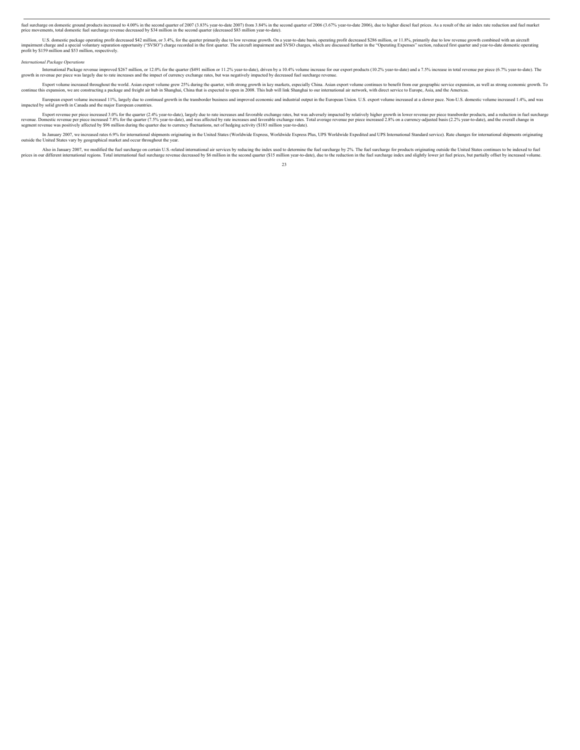fuel surcharge on domestic ground products increased to 4.00% in the second quarter of 2007 (3.83% year-to-date 2007) from 3.84% in the second quarter of 2006 (3.67% year-to-date 2006), due to higher diesel fuel prices. As a result of the air index rate reduction and fuel market price movements, total domestic fuel surcharge revenue decreased by $34 million in the second quarter (decreased $83 million year-to-date).

U.S. domestic package operating profit decreased $42 million, or 3.4%, for the quarter primarily due to low revenue growth. On a year-to-date basis, operating profit decreased $286 million, or 11.8%, primarily due to low revenue growth combined with an aircraft impairment charge and a special voluntary separation opportunity ("SVSO") charge recorded in the first quarter. The aircraft impairment and SVSO charges, which are discussed further in the "Operating Expenses" section, reduced first quarter and year-to-date domestic operating profit by $159 million and $53 million, respectively.

*International Package Operations*

International Package revenue improved $267 million, or 12.0% for the quarter ($491 million or 11.2% year-to-date), driven by a 10.4% volume increase for our export products (10.2% year-to-date) and a 7.5% increase in total revenue per piece (6.7% year-to-date). The growth in revenue per piece was largely due to rate increases and the impact of currency exchange rates, but was negatively impacted by decreased fuel surcharge revenue.

Export volume increased throughout the world. Asian export volume grew 25% during the quarter, with strong growth in key markets, especially China. Asian export volume continues to benefit from our geographic service expansion, as well as strong economic growth. To continue this expansion, we are constructing a package and freight air hub in Shanghai, China that is expected to open in 2008. This hub will link Shanghai to our international air network, with direct service to Europe, Asia, and the Americas.

European export volume increased 11%, largely due to continued growth in the transborder business and improved economic and industrial output in the European Union. U.S. export volume increased at a slower pace. Non-U.S. domestic volume increased 1.4%, and was impacted by solid growth in Canada and the major European countries.

Export revenue per piece increased 3.0% for the quarter (2.4% year-to-date), largely due to rate increases and favorable exchange rates, but was adversely impacted by relatively higher growth in lower revenue per piece transborder products, and a reduction in fuel surcharge revenue. Domestic revenue per piece increased 7.8% for the quarter (7.5% year-to-date), and was affected by rate increases and favorable exchange rates. Total average revenue per piece increased 2.8% on a currency-adjusted basis (2.2% year-to-date), and the overall change in segment revenue was positively affected by $96 million during the quarter due to currency fluctuations, net of hedging activity ($183 million year-to-date).

In January 2007, we increased rates 6.9% for international shipments originating in the United States (Worldwide Express, Worldwide Express Plus, UPS Worldwide Expedited and UPS International Standard service). Rate changes for international shipments originating outside the United States vary by geographical market and occur throughout the year.

Also in January 2007, we modified the fuel surcharge on certain U.S.-related international air services by reducing the index used to determine the fuel surcharge by 2%. The fuel surcharge for products originating outside the United States continues to be indexed to fuel prices in our different international regions. Total international fuel surcharge revenue decreased by $6 million in the second quarter ($15 million year-to-date), due to the reduction in the fuel surcharge index and slightly lower jet fuel prices, but partially offset by increased volume.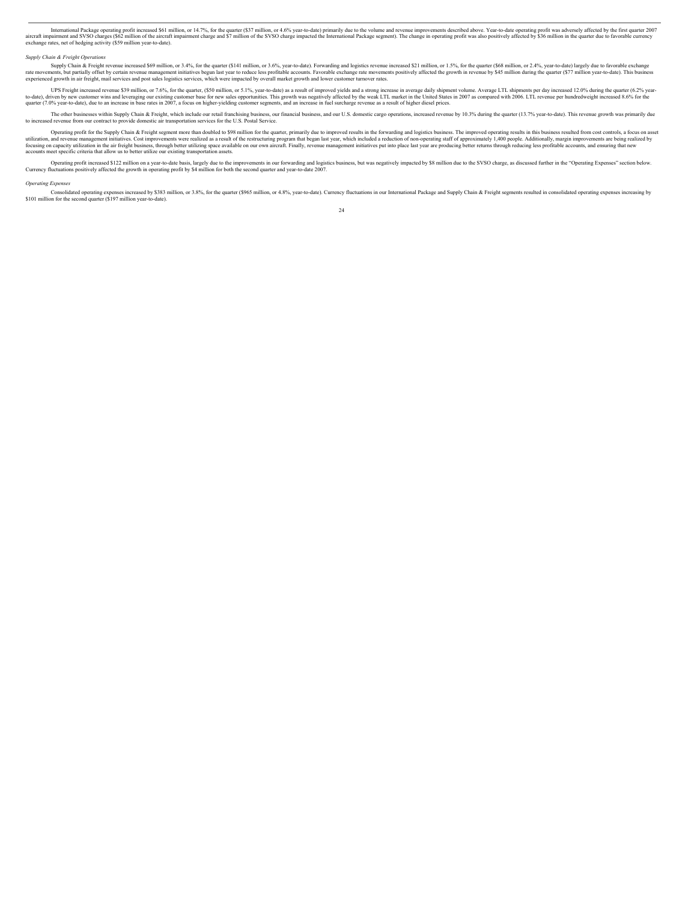International Package operating profit increased $61 million, or 14.7%, for the quarter ($37 million, or 4.6% year-to-date) primarily due to the volume and revenue improvements described above. Year-to-date operating profit was adversely affected by the first quarter 2007 aircraft impairment and SVSO charges ($62 million of the aircraft impairment charge and $7 million of the SVSO charge impacted the International Package segment). The change in operating profit was also positively affected by $36 million in the quarter due to favorable currency exchange rates, net of hedging activity ($59 million year-to-date).

*Supply Chain & Freight Operations*

Supply Chain & Freight revenue increased $69 million, or 3.4%, for the quarter ($141 million, or 3.6%, year-to-date). Forwarding and logistics revenue increased $21 million, or 1.5%, for the quarter ($68 million, or 2.4%, year-to-date) largely due to favorable exchange rate movements, but partially offset by certain revenue management initiatives begun last year to reduce less profitable accounts. Favorable exchange rate movements positively affected the growth in revenue by $45 million during the quarter ($77 million year-to-date). This business experienced growth in air freight, mail services and post sales logistics services, which were impacted by overall market growth and lower customer turnover rates.

UPS Freight increased revenue $39 million, or 7.6%, for the quarter, ($50 million, or 5.1%, year-to-date) as a result of improved yields and a strong increase in average daily shipment volume. Average LTL shipments per day increased 12.0% during the quarter (6.2% year-to-date), driven by new customer wins and leveraging our existing customer base for new sales opportunities. This growth was negatively affected by the weak LTL market in the United States in 2007 as compared with 2006. LTL revenue per hundredweight increased 8.6% for the quarter (7.0% year-to-date), due to an increase in base rates in 2007, a focus on higher-yielding customer segments, and an increase in fuel surcharge revenue as a result of higher diesel prices.

The other businesses within Supply Chain & Freight, which include our retail franchising business, our financial business, and our U.S. domestic cargo operations, increased revenue by 10.3% during the quarter (13.7% year-to-date). This revenue growth was primarily due to increased revenue from our contract to provide domestic air transportation services for the U.S. Postal Service.

Operating profit for the Supply Chain & Freight segment more than doubled to $98 million for the quarter, primarily due to improved results in the forwarding and logistics business. The improved operating results in this business resulted from cost controls, a focus on asset utilization, and revenue management initiatives. Cost improvements were realized as a result of the restructuring program that began last year, which included a reduction of non-operating staff of approximately 1,400 people. Additionally, margin improvements are being realized by focusing on capacity utilization in the air freight business, through better utilizing space available on our own aircraft. Finally, revenue management initiatives put into place last year are producing better returns through reducing less profitable accounts, and ensuring that new accounts meet specific criteria that allow us to better utilize our existing transportation assets.

Operating profit increased $122 million on a year-to-date basis, largely due to the improvements in our forwarding and logistics business, but was negatively impacted by $8 million due to the SVSO charge, as discussed further in the "Operating Expenses" section below. Currency fluctuations positively affected the growth in operating profit by $4 million for both the second quarter and year-to-date 2007.

*Operating Expenses*

Consolidated operating expenses increased by $383 million, or 3.8%, for the quarter ($965 million, or 4.8%, year-to-date). Currency fluctuations in our International Package and Supply Chain & Freight segments resulted in consolidated operating expenses increasing by $101 million for the second quarter ($197 million year-to-date).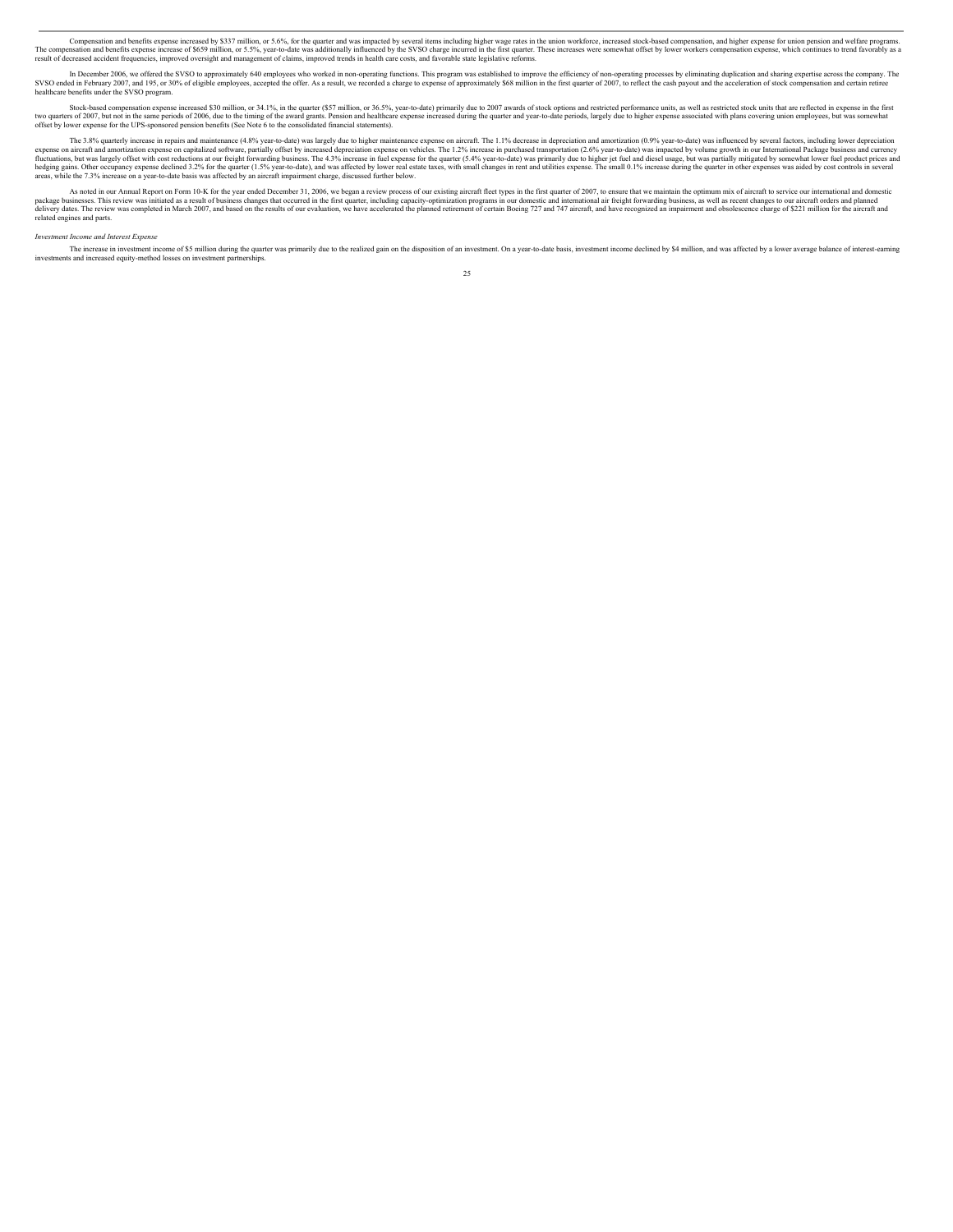Compensation and benefits expense increased by $337 million, or 5.6%, for the quarter and was impacted by several items including higher wage rates in the union workforce, increased stock-based compensation, and higher expense for union pension and welfare programs. The compensation and benefits expense increase of $659 million, or 5.5%, year-to-date was additionally influenced by the SVSO charge incurred in the first quarter. These increases were somewhat offset by lower workers compensation expense, which continues to trend favorably as a result of decreased accident frequencies, improved oversight and management of claims, improved trends in health care costs, and favorable state legislative reforms.

In December 2006, we offered the SVSO to approximately 640 employees who worked in non-operating functions. This program was established to improve the efficiency of non-operating processes by eliminating duplication and sharing expertise across the company. The SVSO ended in February 2007, and 195, or 30% of eligible employees, accepted the offer. As a result, we recorded a charge to expense of approximately $68 million in the first quarter of 2007, to reflect the cash payout and the acceleration of stock compensation and certain retiree healthcare benefits under the SVSO program.

Stock-based compensation expense increased $30 million, or 34.1%, in the quarter ($57 million, or 36.5%, year-to-date) primarily due to 2007 awards of stock options and restricted performance units, as well as restricted stock units that are reflected in expense in the first two quarters of 2007, but not in the same periods of 2006, due to the timing of the award grants. Pension and healthcare expense increased during the quarter and year-to-date periods, largely due to higher expense associated with plans covering union employees, but was somewhat offset by lower expense for the UPS-sponsored pension benefits (See Note 6 to the consolidated financial statements).

The 3.8% quarterly increase in repairs and maintenance (4.8% year-to-date) was largely due to higher maintenance expense on aircraft. The 1.1% decrease in depreciation and amortization (0.9% year-to-date) was influenced by several factors, including lower depreciation expense on aircraft and amortization expense on capitalized software, partially offset by increased depreciation expense on vehicles. The 1.2% increase in purchased transportation (2.6% year-to-date) was impacted by volume growth in our International Package business and currency fluctuations, but was largely offset with cost reductions at our freight forwarding business. The 4.3% increase in fuel expense for the quarter (5.4% year-to-date) was primarily due to higher jet fuel and diesel usage, but was partially mitigated by somewhat lower fuel product prices and hedging gains. Other occupancy expense declined 3.2% for the quarter (1.5% year-to-date), and was affected by lower real estate taxes, with small changes in rent and utilities expense. The small 0.1% increase during the quarter in other expenses was aided by cost controls in several areas, while the 7.3% increase on a year-to-date basis was affected by an aircraft impairment charge, discussed further below.

As noted in our Annual Report on Form 10-K for the year ended December 31, 2006, we began a review process of our existing aircraft fleet types in the first quarter of 2007, to ensure that we maintain the optimum mix of aircraft to service our international and domestic package businesses. This review was initiated as a result of business changes that occurred in the first quarter, including capacity-optimization programs in our domestic and international air freight forwarding business, as well as recent changes to our aircraft orders and planned delivery dates. The review was completed in March 2007, and based on the results of our evaluation, we have accelerated the planned retirement of certain Boeing 727 and 747 aircraft, and have recognized an impairment and obsolescence charge of $221 million for the aircraft and related engines and parts.

*Investment Income and Interest Expense*

The increase in investment income of $5 million during the quarter was primarily due to the realized gain on the disposition of an investment. On a year-to-date basis, investment income declined by $4 million, and was affected by a lower average balance of interest-earning investments and increased equity-method losses on investment partnerships.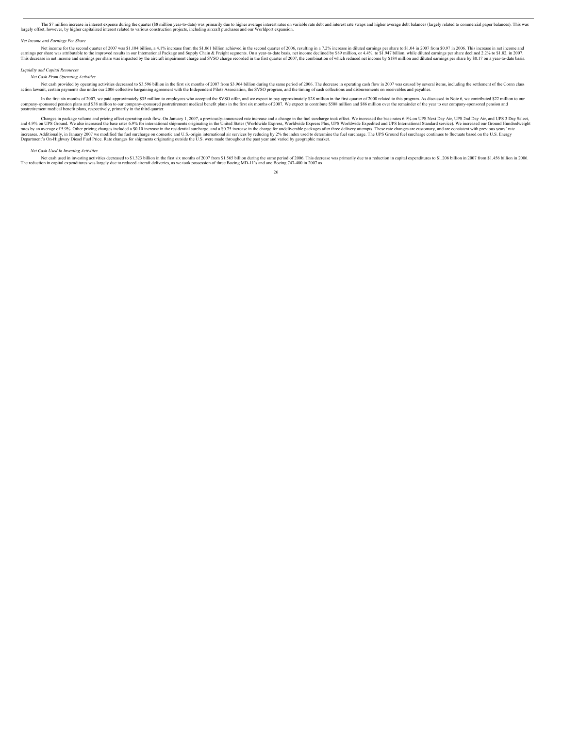The $7 million increase in interest expense during the quarter ($8 million year-to-date) was primarily due to higher average interest rates on variable rate debt and interest rate swaps and higher average debt balances (largely related to commercial paper balances). This was largely offset, however, by higher capitalized interest related to various construction projects, including aircraft purchases and our Worldport expansion.

*Net Income and Earnings Per Share*

Net income for the second quarter of 2007 was $1.104 billion, a 4.1% increase from the $1.061 billion achieved in the second quarter of 2006, resulting in a 7.2% increase in diluted earnings per share to $1.04 in 2007 from $0.97 in 2006. This increase in net income and earnings per share was attributable to the improved results in our International Package and Supply Chain & Freight segments. On a year-to-date basis, net income declined by $89 million, or 4.4%, to $1.947 billion, while diluted earnings per share declined 2.2% to $1.82, in 2007. This decrease in net income and earnings per share was impacted by the aircraft impairment charge and SVSO charge recorded in the first quarter of 2007, the combination of which reduced net income by $184 million and diluted earnings per share by $0.17 on a year-to-date basis.

*Liquidity and Capital Resources*

*Net Cash From Operating Activities*

Net cash provided by operating activities decreased to $3.596 billion in the first six months of 2007 from $3.964 billion during the same period of 2006. The decrease in operating cash flow in 2007 was caused by several items, including the settlement of the Cornn class action lawsuit, certain payments due under our 2006 collective bargaining agreement with the Independent Pilots Association, the SVSO program, and the timing of cash collections and disbursements on receivables and payables.

In the first six months of 2007, we paid approximately $35 million to employees who accepted the SVSO offer, and we expect to pay approximately $28 million in the first quarter of 2008 related to this program. As discussed in Note 6, we contributed $22 million to our company-sponsored pension plans and $38 million to our company-sponsored postretirement medical benefit plans in the first six months of 2007. We expect to contribute $508 million and $86 million over the remainder of the year to our company-sponsored pension and postretirement medical benefit plans, respectively, primarily in the third quarter.

Changes in package volume and pricing affect operating cash flow. On January 1, 2007, a previously-announced rate increase and a change in the fuel surcharge took effect. We increased the base rates 6.9% on UPS Next Day Air, UPS 2nd Day Air, and UPS 3 Day Select, and 4.9% on UPS Ground. We also increased the base rates 6.9% for international shipments originating in the United States (Worldwide Express, Worldwide Express Plus, UPS Worldwide Expedited and UPS International Standard service). We increased our Ground Hundredweight rates by an average of 5.9%. Other pricing changes included a $0.10 increase in the residential surcharge, and a $0.75 increase in the charge for undeliverable packages after three delivery attempts. These rate changes are customary, and are consistent with previous years' rate increases. Additionally, in January 2007 we modified the fuel surcharge on domestic and U.S.-origin international air services by reducing by 2% the index used to determine the fuel surcharge. The UPS Ground fuel surcharge continues to fluctuate based on the U.S. Energy Department's On-Highway Diesel Fuel Price. Rate changes for shipments originating outside the U.S. were made throughout the past year and varied by geographic market.

*Net Cash Used In Investing Activities*

Net cash used in investing activities decreased to $1.323 billion in the first six months of 2007 from $1.565 billion during the same period of 2006. This decrease was primarily due to a reduction in capital expenditures to $1.206 billion in 2007 from $1.456 billion in 2006. The reduction in capital expenditures was largely due to reduced aircraft deliveries, as we took possession of three Boeing MD-11's and one Boeing 747-400 in 2007 as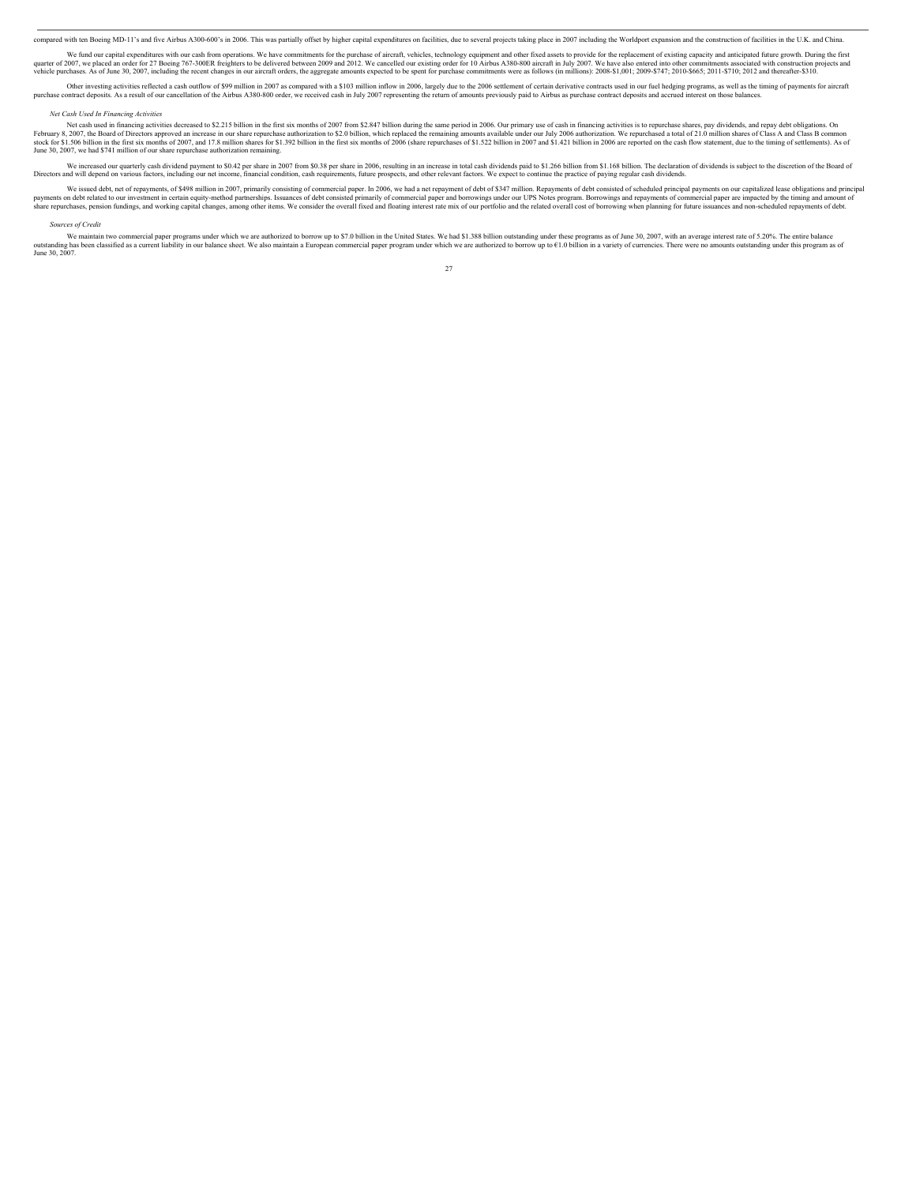compared with ten Boeing MD-11's and five Airbus A300-600's in 2006. This was partially offset by higher capital expenditures on facilities, due to several projects taking place in 2007 including the Worldport expansion and the construction of facilities in the U.K. and China.

We fund our capital expenditures with our cash from operations. We have commitments for the purchase of aircraft, vehicles, technology equipment and other fixed assets to provide for the replacement of existing capacity and anticipated future growth. During the first quarter of 2007, we placed an order for 27 Boeing 767-300ER freighters to be delivered between 2009 and 2012. We cancelled our existing order for 10 Airbus A380-800 aircraft in July 2007. We have also entered into other commitments associated with construction projects and vehicle purchases. As of June 30, 2007, including the recent changes in our aircraft orders, the aggregate amounts expected to be spent for purchase commitments were as follows (in millions): 2008-$1,001; 2009-$747; 2010-$665; 2011-$710; 2012 and thereafter-$310.

Other investing activities reflected a cash outflow of $99 million in 2007 as compared with a $103 million inflow in 2006, largely due to the 2006 settlement of certain derivative contracts used in our fuel hedging programs, as well as the timing of payments for aircraft purchase contract deposits. As a result of our cancellation of the Airbus A380-800 order, we received cash in July 2007 representing the return of amounts previously paid to Airbus as purchase contract deposits and accrued interest on those balances.

*Net Cash Used In Financing Activities*

Net cash used in financing activities decreased to $2.215 billion in the first six months of 2007 from $2.847 billion during the same period in 2006. Our primary use of cash in financing activities is to repurchase shares, pay dividends, and repay debt obligations. On February 8, 2007, the Board of Directors approved an increase in our share repurchase authorization to $2.0 billion, which replaced the remaining amounts available under our July 2006 authorization. We repurchased a total of 21.0 million shares of Class A and Class B common stock for $1.506 billion in the first six months of 2007, and 17.8 million shares for $1.392 billion in the first six months of 2006 (share repurchases of $1.522 billion in 2007 and $1.421 billion in 2006 are reported on the cash flow statement, due to the timing of settlements). As of June 30, 2007, we had $741 million of our share repurchase authorization remaining.

We increased our quarterly cash dividend payment to $0.42 per share in 2007 from $0.38 per share in 2006, resulting in an increase in total cash dividends paid to $1.266 billion from $1.168 billion. The declaration of dividends is subject to the discretion of the Board of Directors and will depend on various factors, including our net income, financial condition, cash requirements, future prospects, and other relevant factors. We expect to continue the practice of paying regular cash dividends.

We issued debt, net of repayments, of $498 million in 2007, primarily consisting of commercial paper. In 2006, we had a net repayment of debt of $347 million. Repayments of debt consisted of scheduled principal payments on our capitalized lease obligations and principal payments on debt related to our investment in certain equity-method partnerships. Issuances of debt consisted primarily of commercial paper and borrowings under our UPS Notes program. Borrowings and repayments of commercial paper are impacted by the timing and amount of share repurchases, pension fundings, and working capital changes, among other items. We consider the overall fixed and floating interest rate mix of our portfolio and the related overall cost of borrowing when planning for future issuances and non-scheduled repayments of debt.

*Sources of Credit*

We maintain two commercial paper programs under which we are authorized to borrow up to $7.0 billion in the United States. We had $1.388 billion outstanding under these programs as of June 30, 2007, with an average interest rate of 5.20%. The entire balance outstanding has been classified as a current liability in our balance sheet. We also maintain a European commercial paper program under which we are authorized to borrow up to €1.0 billion in a variety of currencies. There were no amounts outstanding under this program as of June 30, 2007.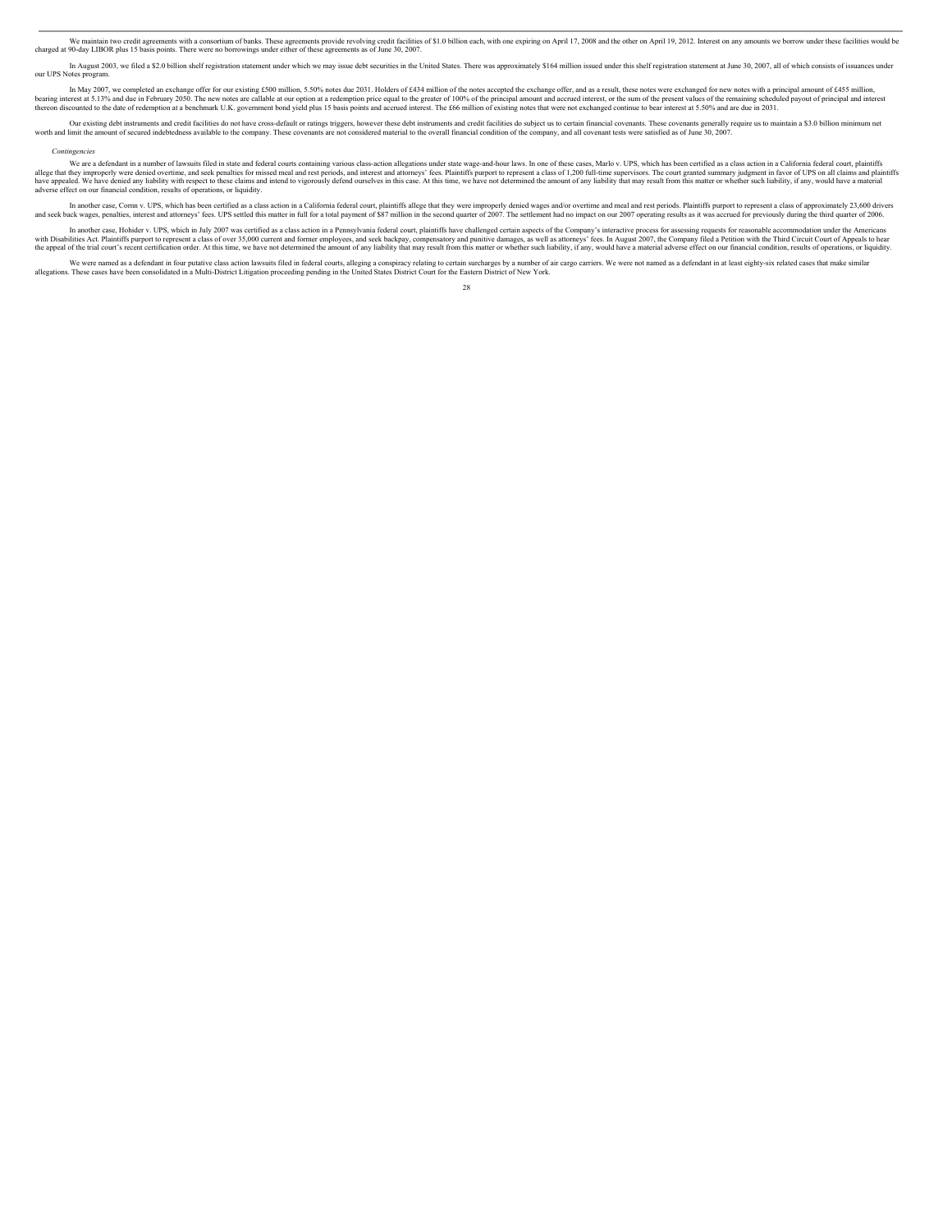We maintain two credit agreements with a consortium of banks. These agreements provide revolving credit facilities of $1.0 billion each, with one expiring on April 17, 2008 and the other on April 19, 2012. Interest on any amounts we borrow under these facilities would be charged at 90-day LIBOR plus 15 basis points. There were no borrowings under either of these agreements as of June 30, 2007.

In August 2003, we filed a $2.0 billion shelf registration statement under which we may issue debt securities in the United States. There was approximately $164 million issued under this shelf registration statement at June 30, 2007, all of which consists of issuances under our UPS Notes program.

In May 2007, we completed an exchange offer for our existing £500 million, 5.50% notes due 2031. Holders of £434 million of the notes accepted the exchange offer, and as a result, these notes were exchanged for new notes with a principal amount of £455 million, bearing interest at 5.13% and due in February 2050. The new notes are callable at our option at a redemption price equal to the greater of 100% of the principal amount and accrued interest, or the sum of the present values of the remaining scheduled payout of principal and interest thereon discounted to the date of redemption at a benchmark U.K. government bond yield plus 15 basis points and accrued interest. The £66 million of existing notes that were not exchanged continue to bear interest at 5.50% and are due in 2031.

Our existing debt instruments and credit facilities do not have cross-default or ratings triggers, however these debt instruments and credit facilities do subject us to certain financial covenants. These covenants generally require us to maintain a $3.0 billion minimum net worth and limit the amount of secured indebtedness available to the company. These covenants are not considered material to the overall financial condition of the company, and all covenant tests were satisfied as of June 30, 2007.

*Contingencies*

We are a defendant in a number of lawsuits filed in state and federal courts containing various class-action allegations under state wage-and-hour laws. In one of these cases, Marlo v. UPS, which has been certified as a class action in a California federal court, plaintiffs allege that they improperly were denied overtime, and seek penalties for missed meal and rest periods, and interest and attorneys' fees. Plaintiffs purport to represent a class of 1,200 full-time supervisors. The court granted summary judgment in favor of UPS on all claims and plaintiffs have appealed. We have denied any liability with respect to these claims and intend to vigorously defend ourselves in this case. At this time, we have not determined the amount of any liability that may result from this matter or whether such liability, if any, would have a material adverse effect on our financial condition, results of operations, or liquidity.

In another case, Cornn v. UPS, which has been certified as a class action in a California federal court, plaintiffs allege that they were improperly denied wages and/or overtime and meal and rest periods. Plaintiffs purport to represent a class of approximately 23,600 drivers and seek back wages, penalties, interest and attorneys' fees. UPS settled this matter in full for a total payment of $87 million in the second quarter of 2007. The settlement had no impact on our 2007 operating results as it was accrued for previously during the third quarter of 2006.

In another case, Hohider v. UPS, which in July 2007 was certified as a class action in a Pennsylvania federal court, plaintiffs have challenged certain aspects of the Company's interactive process for assessing requests for reasonable accommodation under the Americans with Disabilities Act. Plaintiffs purport to represent a class of over 35,000 current and former employees, and seek backpay, compensatory and punitive damages, as well as attorneys' fees. In August 2007, the Company filed a Petition with the Third Circuit Court of Appeals to hear the appeal of the trial court's recent certification order. At this time, we have not determined the amount of any liability that may result from this matter or whether such liability, if any, would have a material adverse effect on our financial condition, results of operations, or liquidity.

We were named as a defendant in four putative class action lawsuits filed in federal courts, alleging a conspiracy relating to certain surcharges by a number of air cargo carriers. We were not named as a defendant in at least eighty-six related cases that make similar allegations. These cases have been consolidated in a Multi-District Litigation proceeding pending in the United States District Court for the Eastern District of New York.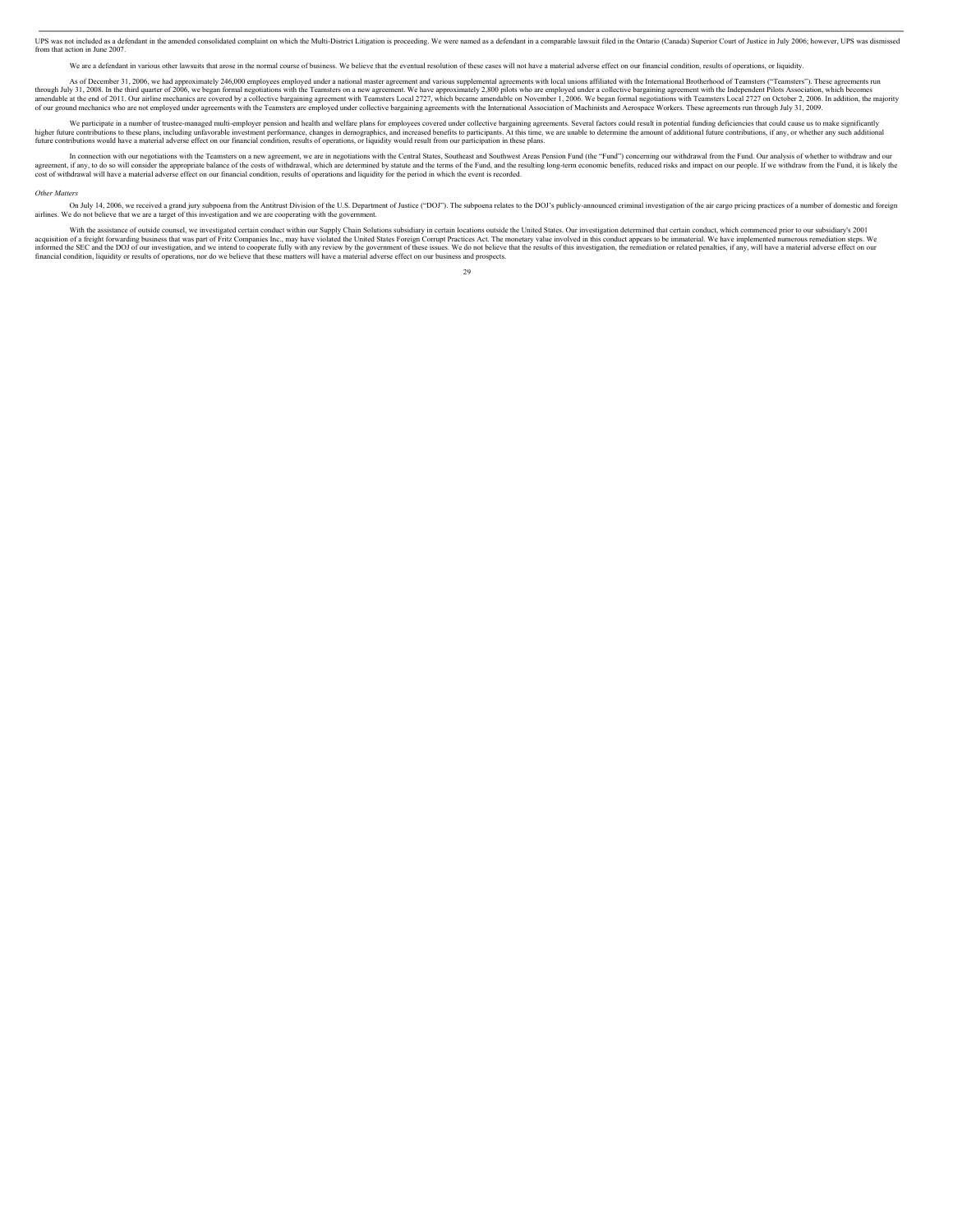UPS was not included as a defendant in the amended consolidated complaint on which the Multi-District Litigation is proceeding. We were named as a defendant in a comparable lawsuit filed in the Ontario (Canada) Superior Court of Justice in July 2006; however, UPS was dismissed from that action in June 2007.

We are a defendant in various other lawsuits that arose in the normal course of business. We believe that the eventual resolution of these cases will not have a material adverse effect on our financial condition, results of operations, or liquidity.

As of December 31, 2006, we had approximately 246,000 employees employed under a national master agreement and various supplemental agreements with local unions affiliated with the International Brotherhood of Teamsters ("Teamsters"). These agreements run through July 31, 2008. In the third quarter of 2006, we began formal negotiations with the Teamsters on a new agreement. We have approximately 2,800 pilots who are employed under a collective bargaining agreement with the Independent Pilots Association, which becomes amendable at the end of 2011. Our airline mechanics are covered by a collective bargaining agreement with Teamsters Local 2727, which became amendable on November 1, 2006. We began formal negotiations with Teamsters Local 2727 on October 2, 2006. In addition, the majority of our ground mechanics who are not employed under agreements with the Teamsters are employed under collective bargaining agreements with the International Association of Machinists and Aerospace Workers. These agreements run through July 31, 2009.

We participate in a number of trustee-managed multi-employer pension and health and welfare plans for employees covered under collective bargaining agreements. Several factors could result in potential funding deficiencies that could cause us to make significantly higher future contributions to these plans, including unfavorable investment performance, changes in demographics, and increased benefits to participants. At this time, we are unable to determine the amount of additional future contributions, if any, or whether any such additional future contributions would have a material adverse effect on our financial condition, results of operations, or liquidity would result from our participation in these plans.

In connection with our negotiations with the Teamsters on a new agreement, we are in negotiations with the Central States, Southeast and Southwest Areas Pension Fund (the "Fund") concerning our withdrawal from the Fund. Our analysis of whether to withdraw and our agreement, if any, to do so will consider the appropriate balance of the costs of withdrawal, which are determined by statute and the terms of the Fund, and the resulting long-term economic benefits, reduced risks and impact on our people. If we withdraw from the Fund, it is likely the cost of withdrawal will have a material adverse effect on our financial condition, results of operations and liquidity for the period in which the event is recorded.

*Other Matters*

On July 14, 2006, we received a grand jury subpoena from the Antitrust Division of the U.S. Department of Justice ("DOJ"). The subpoena relates to the DOJ's publicly-announced criminal investigation of the air cargo pricing practices of a number of domestic and foreign airlines. We do not believe that we are a target of this investigation and we are cooperating with the government.

With the assistance of outside counsel, we investigated certain conduct within our Supply Chain Solutions subsidiary in certain locations outside the United States. Our investigation determined that certain conduct, which commenced prior to our subsidiary's 2001 acquisition of a freight forwarding business that was part of Fritz Companies Inc., may have violated the United States Foreign Corrupt Practices Act. The monetary value involved in this conduct appears to be immaterial. We have implemented numerous remediation steps. We informed the SEC and the DOJ of our investigation, and we intend to cooperate fully with any review by the government of these issues. We do not believe that the results of this investigation, the remediation or related penalties, if any, will have a material adverse effect on our financial condition, liquidity or results of operations, nor do we believe that these matters will have a material adverse effect on our business and prospects.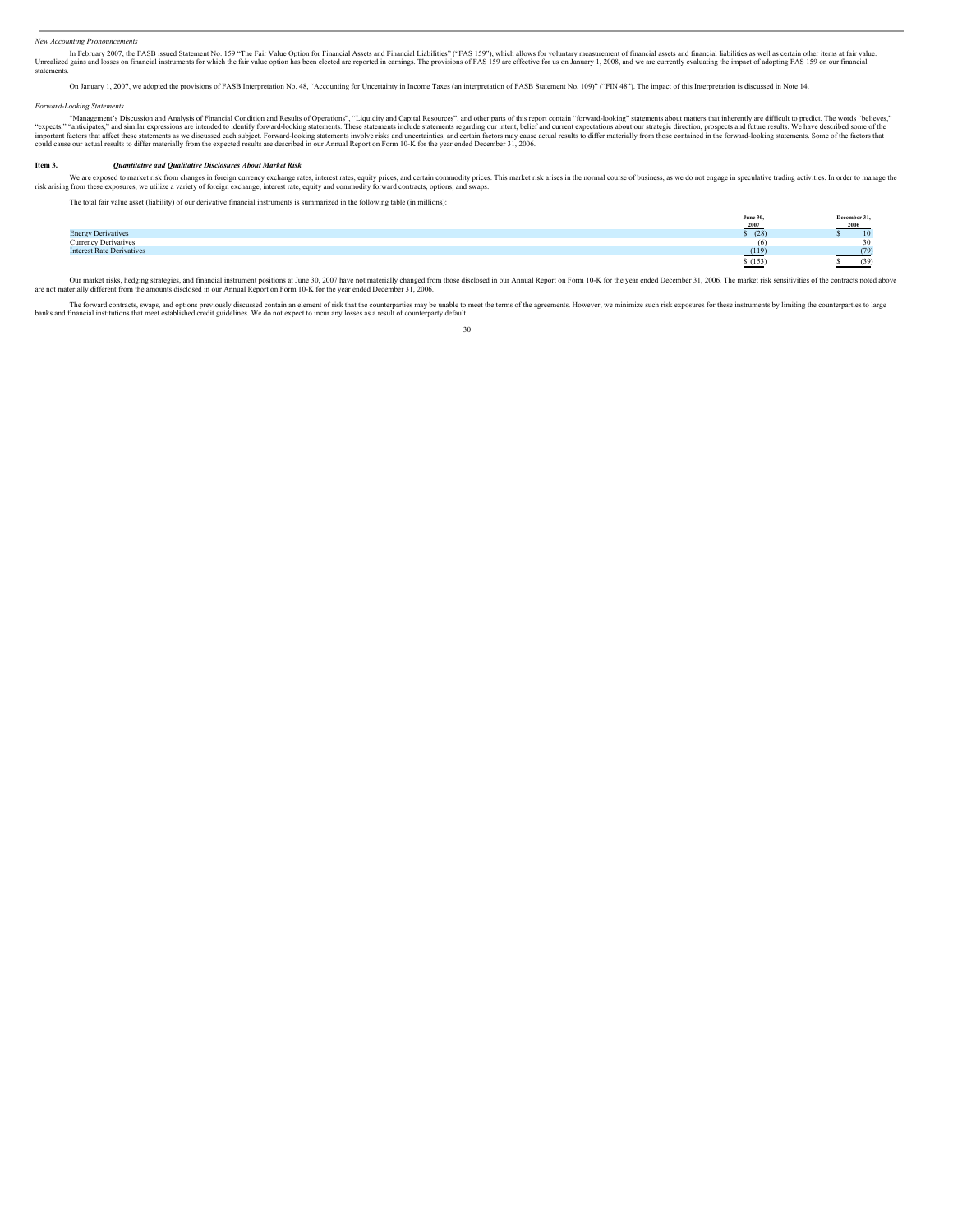*New Accounting Pronouncements*

In February 2007, the FASB issued Statement No. 159 "The Fair Value Option for Financial Assets and Financial Liabilities" ("FAS 159"), which allows for voluntary measurement of financial assets and financial liabilities as well as certain other items at fair value. Unrealized gains and losses on financial instruments for which the fair value option has been elected are reported in earnings. The provisions of FAS 159 are effective for us on January 1, 2008, and we are currently evaluating the impact of adopting FAS 159 on our financial statements.

On January 1, 2007, we adopted the provisions of FASB Interpretation No. 48, "Accounting for Uncertainty in Income Taxes (an interpretation of FASB Statement No. 109)" ("FIN 48"). The impact of this Interpretation is discussed in Note 14.

*Forward-Looking Statements*

"Management's Discussion and Analysis of Financial Condition and Results of Operations", "Liquidity and Capital Resources", and other parts of this report contain "forward-looking" statements about matters that inherently are difficult to predict. The words "believes," "expects," "anticipates," and similar expressions are intended to identify forward-looking statements. These statements include statements regarding our intent, belief and current expectations about our strategic direction, prospects and future results. We have described some of the important factors that affect these statements as we discussed each subject. Forward-looking statements involve risks and uncertainties, and certain factors may cause actual results to differ materially from those contained in the forward-looking statements. Some of the factors that could cause our actual results to differ materially from the expected results are described in our Annual Report on Form 10-K for the year ended December 31, 2006.

## Item 3. *Quantitative and Qualitative Disclosures About Market Risk*

We are exposed to market risk from changes in foreign currency exchange rates, interest rates, equity prices, and certain commodity prices. This market risk arises in the normal course of business, as we do not engage in speculative trading activities. In order to manage the risk arising from these exposures, we utilize a variety of foreign exchange, interest rate, equity and commodity forward contracts, options, and swaps.

The total fair value asset (liability) of our derivative financial instruments is summarized in the following table (in millions):

| | June 30, 2007 | December 31, 2006 |
|---|---|---|
| Energy Derivatives | $ (28) | $ 10 |
| Currency Derivatives | (6) | 30 |
| Interest Rate Derivatives | (119) | (79) |
| | $ (153) | $ (39) |

Our market risks, hedging strategies, and financial instrument positions at June 30, 2007 have not materially changed from those disclosed in our Annual Report on Form 10-K for the year ended December 31, 2006. The market risk sensitivities of the contracts noted above are not materially different from the amounts disclosed in our Annual Report on Form 10-K for the year ended December 31, 2006.

The forward contracts, swaps, and options previously discussed contain an element of risk that the counterparties may be unable to meet the terms of the agreements. However, we minimize such risk exposures for these instruments by limiting the counterparties to large banks and financial institutions that meet established credit guidelines. We do not expect to incur any losses as a result of counterparty default.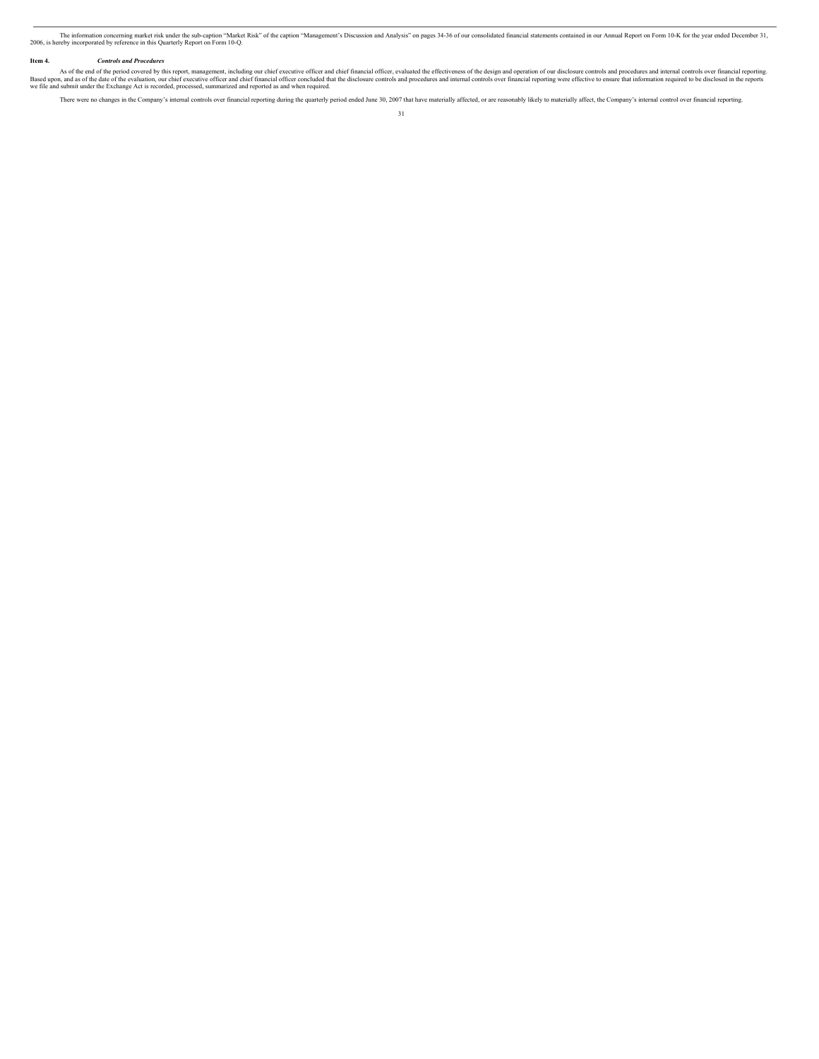The information concerning market risk under the sub-caption "Market Risk" of the caption "Management's Discussion and Analysis" on pages 34-36 of our consolidated financial statements contained in our Annual Report on Form 10-K for the year ended December 31, 2006, is hereby incorporated by reference in this Quarterly Report on Form 10-Q.

**Item 4.** ***Controls and Procedures***

As of the end of the period covered by this report, management, including our chief executive officer and chief financial officer, evaluated the effectiveness of the design and operation of our disclosure controls and procedures and internal controls over financial reporting. Based upon, and as of the date of the evaluation, our chief executive officer and chief financial officer concluded that the disclosure controls and procedures and internal controls over financial reporting were effective to ensure that information required to be disclosed in the reports we file and submit under the Exchange Act is recorded, processed, summarized and reported as and when required.

There were no changes in the Company's internal controls over financial reporting during the quarterly period ended June 30, 2007 that have materially affected, or are reasonably likely to materially affect, the Company's internal control over financial reporting.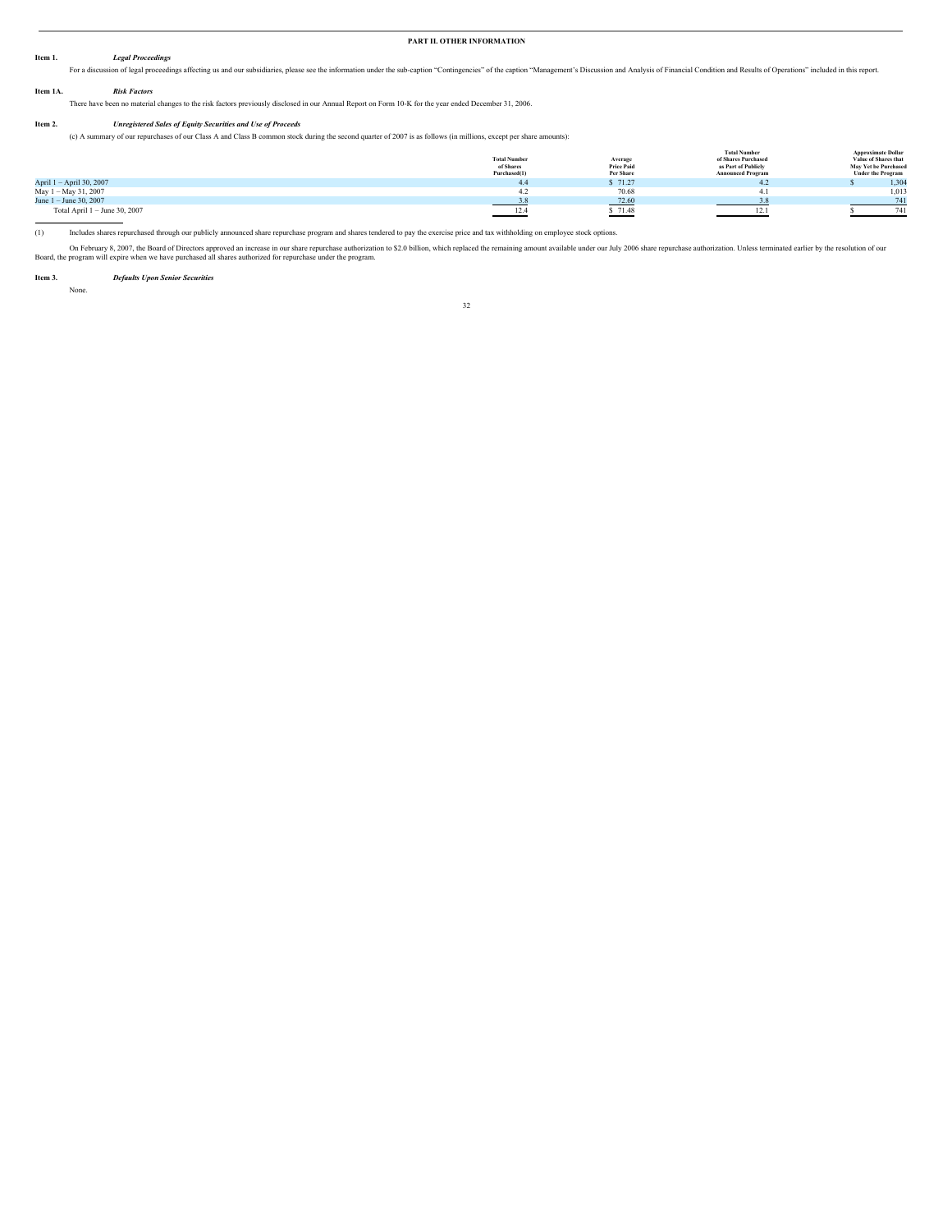## PART II. OTHER INFORMATION

**Item 1.** ***Legal Proceedings***

For a discussion of legal proceedings affecting us and our subsidiaries, please see the information under the sub-caption "Contingencies" of the caption "Management's Discussion and Analysis of Financial Condition and Results of Operations" included in this report.

**Item 1A.** ***Risk Factors***

There have been no material changes to the risk factors previously disclosed in our Annual Report on Form 10-K for the year ended December 31, 2006.

**Item 2.** ***Unregistered Sales of Equity Securities and Use of Proceeds***

(c) A summary of our repurchases of our Class A and Class B common stock during the second quarter of 2007 is as follows (in millions, except per share amounts):

| | Total Number of Shares Purchased(1) | Average Price Paid Per Share | Total Number of Shares Purchased as Part of Publicly Announced Program | Approximate Dollar Value of Shares that May Yet be Purchased Under the Program |
|---|---|---|---|---|
| April 1 – April 30, 2007 | 4.4 | $ 71.27 | 4.2 | $ 1,304 |
| May 1 – May 31, 2007 | 4.2 | 70.68 | 4.1 | 1,013 |
| June 1 – June 30, 2007 | 3.8 | 72.60 | 3.8 | 741 |
| Total April 1 – June 30, 2007 | 12.4 | $ 71.48 | 12.1 | $ 741 |

(1) Includes shares repurchased through our publicly announced share repurchase program and shares tendered to pay the exercise price and tax withholding on employee stock options.

On February 8, 2007, the Board of Directors approved an increase in our share repurchase authorization to $2.0 billion, which replaced the remaining amount available under our July 2006 share repurchase authorization. Unless terminated earlier by the resolution of our Board, the program will expire when we have purchased all shares authorized for repurchase under the program.

**Item 3.** ***Defaults Upon Senior Securities***

None.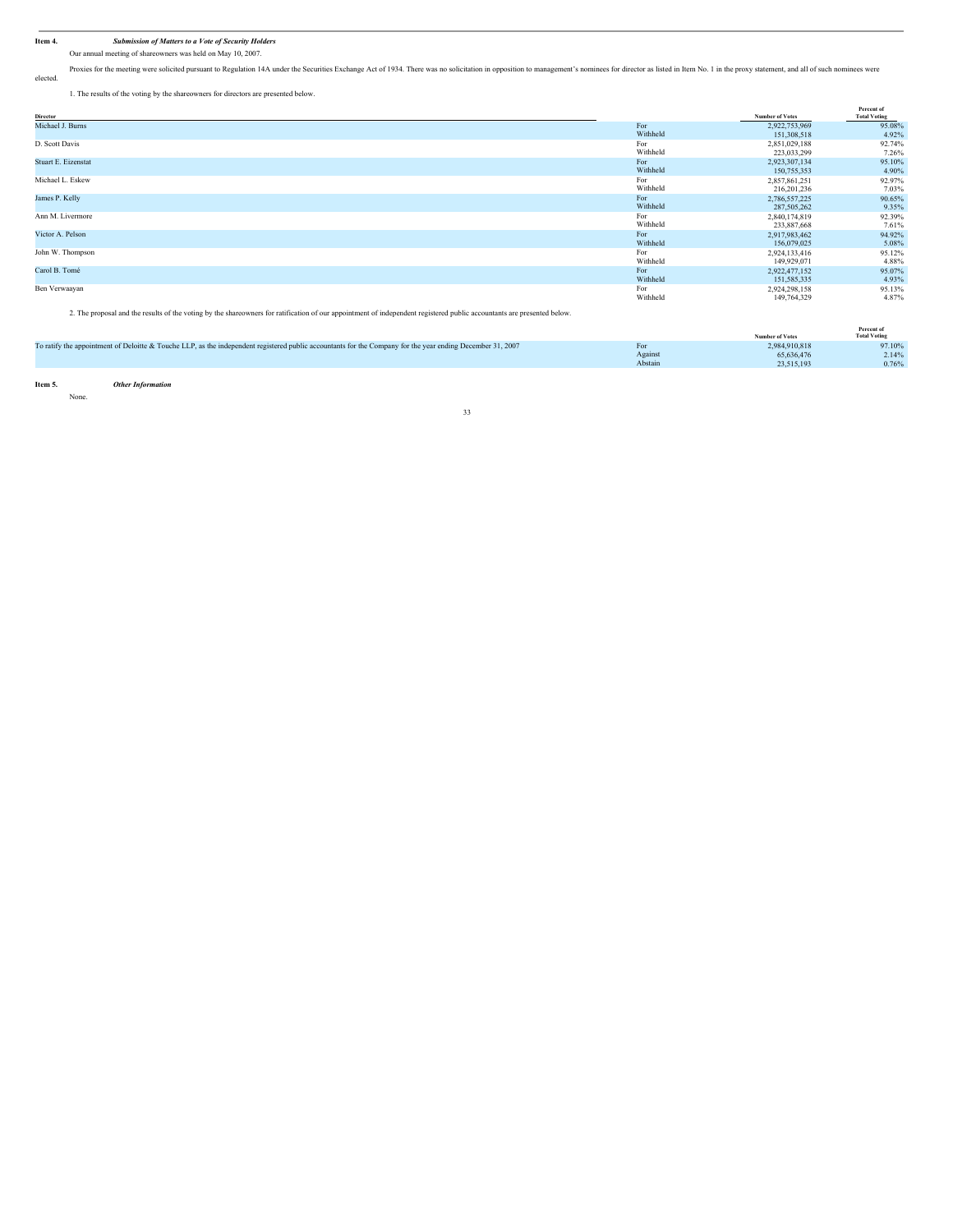## Item 4. *Submission of Matters to a Vote of Security Holders*

Our annual meeting of shareowners was held on May 10, 2007.

Proxies for the meeting were solicited pursuant to Regulation 14A under the Securities Exchange Act of 1934. There was no solicitation in opposition to management's nominees for director as listed in Item No. 1 in the proxy statement, and all of such nominees were elected.

1. The results of the voting by the shareowners for directors are presented below.

| Director | | Number of Votes | Percent of Total Voting |
|---|---|---|---|
| Michael J. Burns | For | 2,922,753,969 | 95.08% |
| | Withheld | 151,308,518 | 4.92% |
| D. Scott Davis | For | 2,851,029,188 | 92.74% |
| | Withheld | 223,033,299 | 7.26% |
| Stuart E. Eizenstat | For | 2,923,307,134 | 95.10% |
| | Withheld | 150,755,353 | 4.90% |
| Michael L. Eskew | For | 2,857,861,251 | 92.97% |
| | Withheld | 216,201,236 | 7.03% |
| James P. Kelly | For | 2,786,557,225 | 90.65% |
| | Withheld | 287,505,262 | 9.35% |
| Ann M. Livermore | For | 2,840,174,819 | 92.39% |
| | Withheld | 233,887,668 | 7.61% |
| Victor A. Pelson | For | 2,917,983,462 | 94.92% |
| | Withheld | 156,079,025 | 5.08% |
| John W. Thompson | For | 2,924,133,416 | 95.12% |
| | Withheld | 149,929,071 | 4.88% |
| Carol B. Tomé | For | 2,922,477,152 | 95.07% |
| | Withheld | 151,585,335 | 4.93% |
| Ben Verwaayan | For | 2,924,298,158 | 95.13% |
| | Withheld | 149,764,329 | 4.87% |

2. The proposal and the results of the voting by the shareowners for ratification of our appointment of independent registered public accountants are presented below.

| | | Number of Votes | Percent of Total Voting |
|---|---|---|---|
| To ratify the appointment of Deloitte & Touche LLP, as the independent registered public accountants for the Company for the year ending December 31, 2007 | For | 2,984,910,818 | 97.10% |
| | Against | 65,636,476 | 2.14% |
| | Abstain | 23,515,193 | 0.76% |

## Item 5. *Other Information*

None.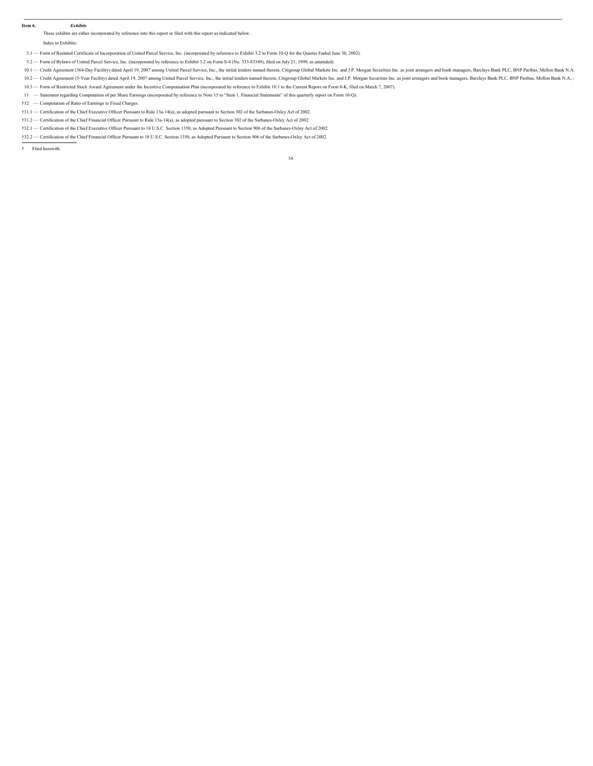**Item 6.** ***Exhibits***

These exhibits are either incorporated by reference into this report or filed with this report as indicated below.

Index to Exhibits:

3.1 — Form of Restated Certificate of Incorporation of United Parcel Service, Inc. (incorporated by reference to Exhibit 3.2 to Form 10-Q for the Quarter Ended June 30, 2002).

3.2 — Form of Bylaws of United Parcel Service, Inc. (incorporated by reference to Exhibit 3.2 on Form S-4 (No. 333-83349), filed on July 21, 1999, as amended).

10.1 — Credit Agreement (364-Day Facility) dated April 19, 2007 among United Parcel Service, Inc., the initial lenders named therein, Citigroup Global Markets Inc. and J.P. Morgan Securities Inc. as joint arrangers and book managers, Barclays Bank PLC, BNP Paribas, Mellon Bank N.A.

10.2 — Credit Agreement (5-Year Facility) dated April 19, 2007 among United Parcel Service, Inc., the initial lenders named therein, Citigroup Global Markets Inc. and J.P. Morgan Securities Inc. as joint arrangers and book managers, Barclays Bank PLC, BNP Paribas, Mellon Bank N.A.,

10.3 — Form of Restricted Stock Award Agreement under the Incentive Compensation Plan (incorporated by reference to Exhibit 10.1 to the Current Report on Form 8-K, filed on March 7, 2007).

11 — Statement regarding Computation of per Share Earnings (incorporated by reference to Note 15 to "Item 1. Financial Statements" of this quarterly report on Form 10-Q).

†12 — Computation of Ratio of Earnings to Fixed Charges.

†31.1 — Certification of the Chief Executive Officer Pursuant to Rule 13a-14(a), as adopted pursuant to Section 302 of the Sarbanes-Oxley Act of 2002.

†31.2 — Certification of the Chief Financial Officer Pursuant to Rule 13a-14(a), as adopted pursuant to Section 302 of the Sarbanes-Oxley Act of 2002.

†32.1 — Certification of the Chief Executive Officer Pursuant to 18 U.S.C. Section 1350, as Adopted Pursuant to Section 906 of the Sarbanes-Oxley Act of 2002.

†32.2 — Certification of the Chief Financial Officer Pursuant to 18 U.S.C. Section 1350, as Adopted Pursuant to Section 906 of the Sarbanes-Oxley Act of 2002.

---

† Filed herewith.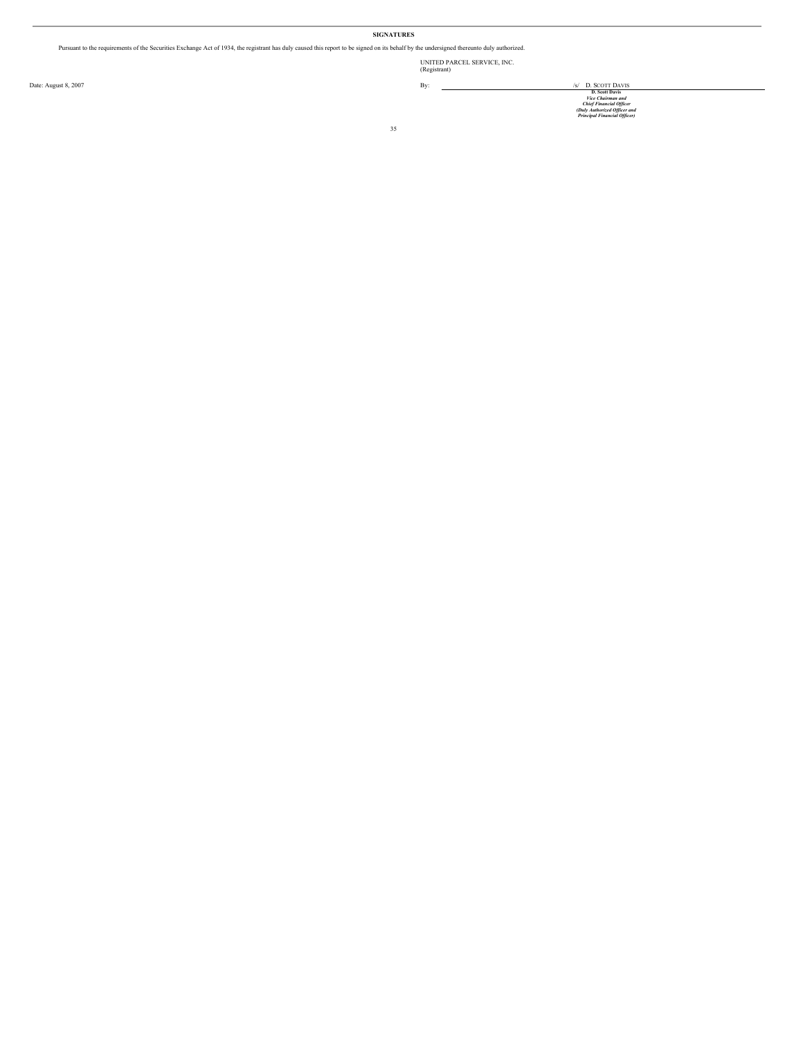## SIGNATURES

Pursuant to the requirements of the Securities Exchange Act of 1934, the registrant has duly caused this report to be signed on its behalf by the undersigned thereunto duly authorized.

UNITED PARCEL SERVICE, INC.
(Registrant)

Date: August 8, 2007

By: /s/ D. SCOTT DAVIS

**D. Scott Davis**
***Vice Chairman and***
***Chief Financial Officer***
***(Duly Authorized Officer and***
***Principal Financial Officer)***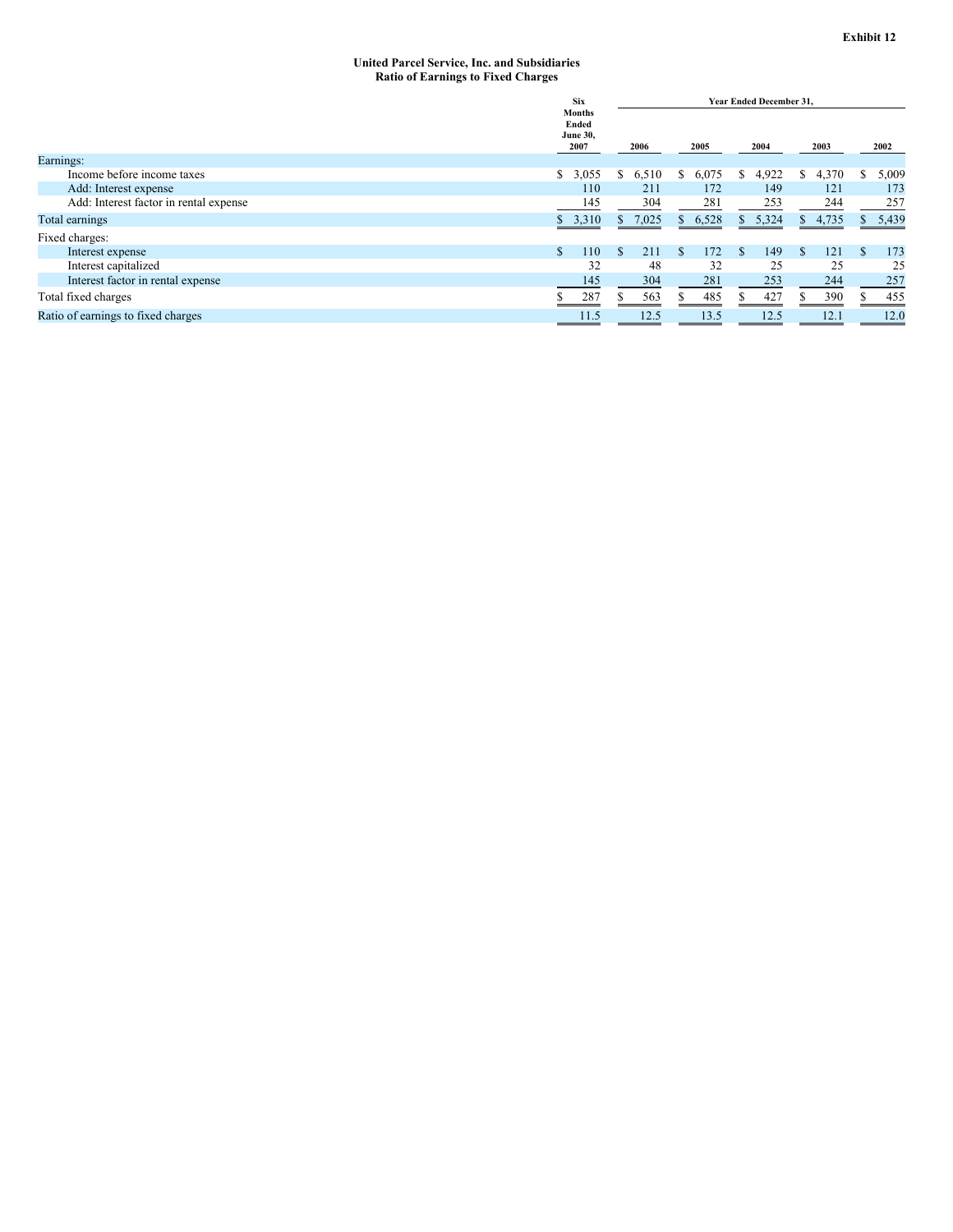**Exhibit 12**

**United Parcel Service, Inc. and Subsidiaries**
**Ratio of Earnings to Fixed Charges**

| | Six Months Ended June 30, 2007 | Year Ended December 31, 2006 | 2005 | 2004 | 2003 | 2002 |
|---|---|---|---|---|---|---|
| Earnings: | | | | | | |
| Income before income taxes | $ 3,055 | $ 6,510 | $ 6,075 | $ 4,922 | $ 4,370 | $ 5,009 |
| Add: Interest expense | 110 | 211 | 172 | 149 | 121 | 173 |
| Add: Interest factor in rental expense | 145 | 304 | 281 | 253 | 244 | 257 |
| Total earnings | $ 3,310 | $ 7,025 | $ 6,528 | $ 5,324 | $ 4,735 | $ 5,439 |
| Fixed charges: | | | | | | |
| Interest expense | $ 110 | $ 211 | $ 172 | $ 149 | $ 121 | $ 173 |
| Interest capitalized | 32 | 48 | 32 | 25 | 25 | 25 |
| Interest factor in rental expense | 145 | 304 | 281 | 253 | 244 | 257 |
| Total fixed charges | $ 287 | $ 563 | $ 485 | $ 427 | $ 390 | $ 455 |
| Ratio of earnings to fixed charges | 11.5 | 12.5 | 13.5 | 12.5 | 12.1 | 12.0 |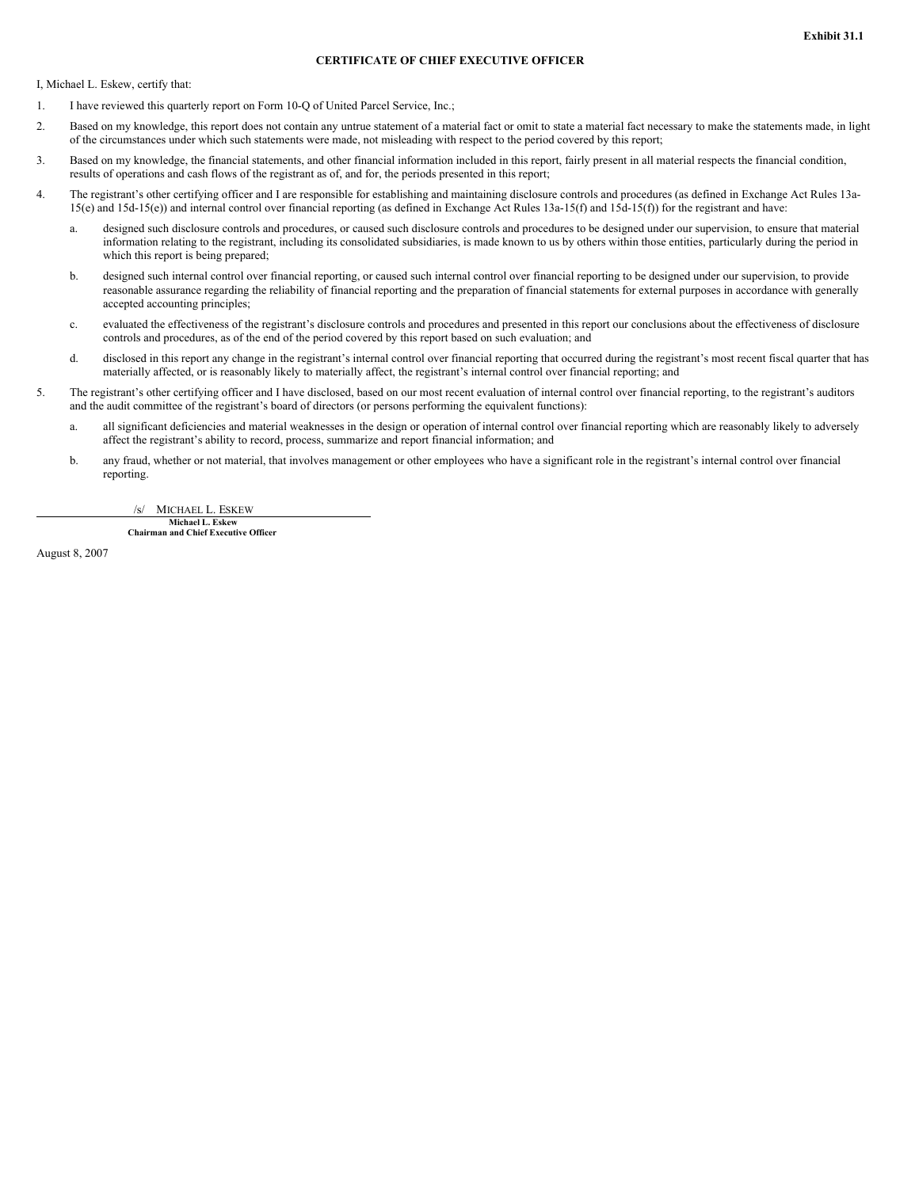Exhibit 31.1

# CERTIFICATE OF CHIEF EXECUTIVE OFFICER

I, Michael L. Eskew, certify that:

1. I have reviewed this quarterly report on Form 10-Q of United Parcel Service, Inc.;
2. Based on my knowledge, this report does not contain any untrue statement of a material fact or omit to state a material fact necessary to make the statements made, in light of the circumstances under which such statements were made, not misleading with respect to the period covered by this report;
3. Based on my knowledge, the financial statements, and other financial information included in this report, fairly present in all material respects the financial condition, results of operations and cash flows of the registrant as of, and for, the periods presented in this report;
4. The registrant's other certifying officer and I are responsible for establishing and maintaining disclosure controls and procedures (as defined in Exchange Act Rules 13a-15(e) and 15d-15(e)) and internal control over financial reporting (as defined in Exchange Act Rules 13a-15(f) and 15d-15(f)) for the registrant and have:
   a. designed such disclosure controls and procedures, or caused such disclosure controls and procedures to be designed under our supervision, to ensure that material information relating to the registrant, including its consolidated subsidiaries, is made known to us by others within those entities, particularly during the period in which this report is being prepared;
   b. designed such internal control over financial reporting, or caused such internal control over financial reporting to be designed under our supervision, to provide reasonable assurance regarding the reliability of financial reporting and the preparation of financial statements for external purposes in accordance with generally accepted accounting principles;
   c. evaluated the effectiveness of the registrant's disclosure controls and procedures and presented in this report our conclusions about the effectiveness of disclosure controls and procedures, as of the end of the period covered by this report based on such evaluation; and
   d. disclosed in this report any change in the registrant's internal control over financial reporting that occurred during the registrant's most recent fiscal quarter that has materially affected, or is reasonably likely to materially affect, the registrant's internal control over financial reporting; and
5. The registrant's other certifying officer and I have disclosed, based on our most recent evaluation of internal control over financial reporting, to the registrant's auditors and the audit committee of the registrant's board of directors (or persons performing the equivalent functions):
   a. all significant deficiencies and material weaknesses in the design or operation of internal control over financial reporting which are reasonably likely to adversely affect the registrant's ability to record, process, summarize and report financial information; and
   b. any fraud, whether or not material, that involves management or other employees who have a significant role in the registrant's internal control over financial reporting.

/s/ MICHAEL L. ESKEW

**Michael L. Eskew**
**Chairman and Chief Executive Officer**

August 8, 2007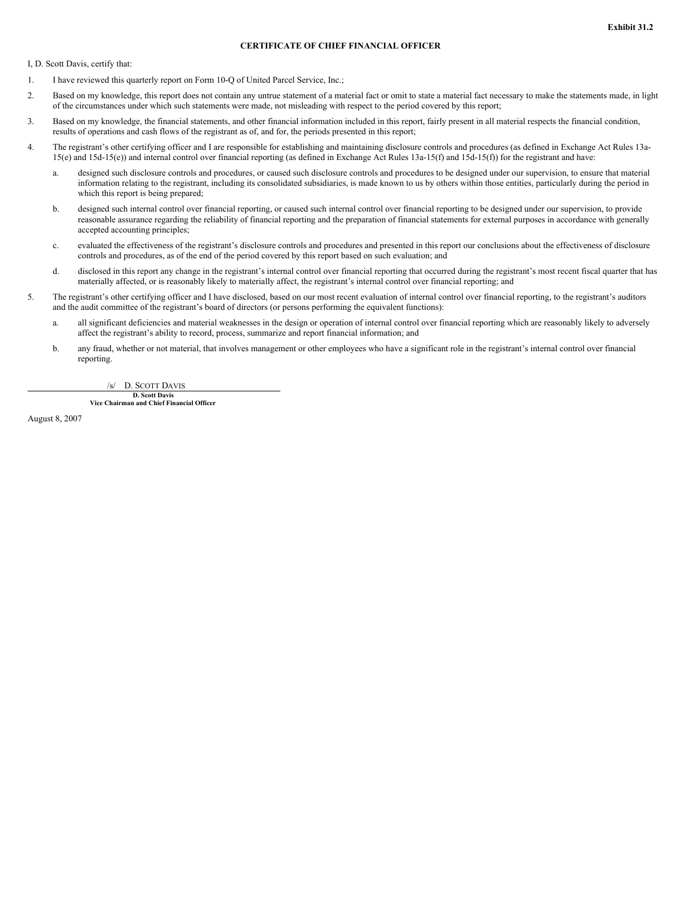**Exhibit 31.2**

**CERTIFICATE OF CHIEF FINANCIAL OFFICER**

I, D. Scott Davis, certify that:

1. I have reviewed this quarterly report on Form 10-Q of United Parcel Service, Inc.;

2. Based on my knowledge, this report does not contain any untrue statement of a material fact or omit to state a material fact necessary to make the statements made, in light of the circumstances under which such statements were made, not misleading with respect to the period covered by this report;

3. Based on my knowledge, the financial statements, and other financial information included in this report, fairly present in all material respects the financial condition, results of operations and cash flows of the registrant as of, and for, the periods presented in this report;

4. The registrant's other certifying officer and I are responsible for establishing and maintaining disclosure controls and procedures (as defined in Exchange Act Rules 13a-15(e) and 15d-15(e)) and internal control over financial reporting (as defined in Exchange Act Rules 13a-15(f) and 15d-15(f)) for the registrant and have:

   a. designed such disclosure controls and procedures, or caused such disclosure controls and procedures to be designed under our supervision, to ensure that material information relating to the registrant, including its consolidated subsidiaries, is made known to us by others within those entities, particularly during the period in which this report is being prepared;

   b. designed such internal control over financial reporting, or caused such internal control over financial reporting to be designed under our supervision, to provide reasonable assurance regarding the reliability of financial reporting and the preparation of financial statements for external purposes in accordance with generally accepted accounting principles;

   c. evaluated the effectiveness of the registrant's disclosure controls and procedures and presented in this report our conclusions about the effectiveness of disclosure controls and procedures, as of the end of the period covered by this report based on such evaluation; and

   d. disclosed in this report any change in the registrant's internal control over financial reporting that occurred during the registrant's most recent fiscal quarter that has materially affected, or is reasonably likely to materially affect, the registrant's internal control over financial reporting; and

5. The registrant's other certifying officer and I have disclosed, based on our most recent evaluation of internal control over financial reporting, to the registrant's auditors and the audit committee of the registrant's board of directors (or persons performing the equivalent functions):

   a. all significant deficiencies and material weaknesses in the design or operation of internal control over financial reporting which are reasonably likely to adversely affect the registrant's ability to record, process, summarize and report financial information; and

   b. any fraud, whether or not material, that involves management or other employees who have a significant role in the registrant's internal control over financial reporting.

/s/ D. SCOTT DAVIS

**D. Scott Davis**
**Vice Chairman and Chief Financial Officer**

August 8, 2007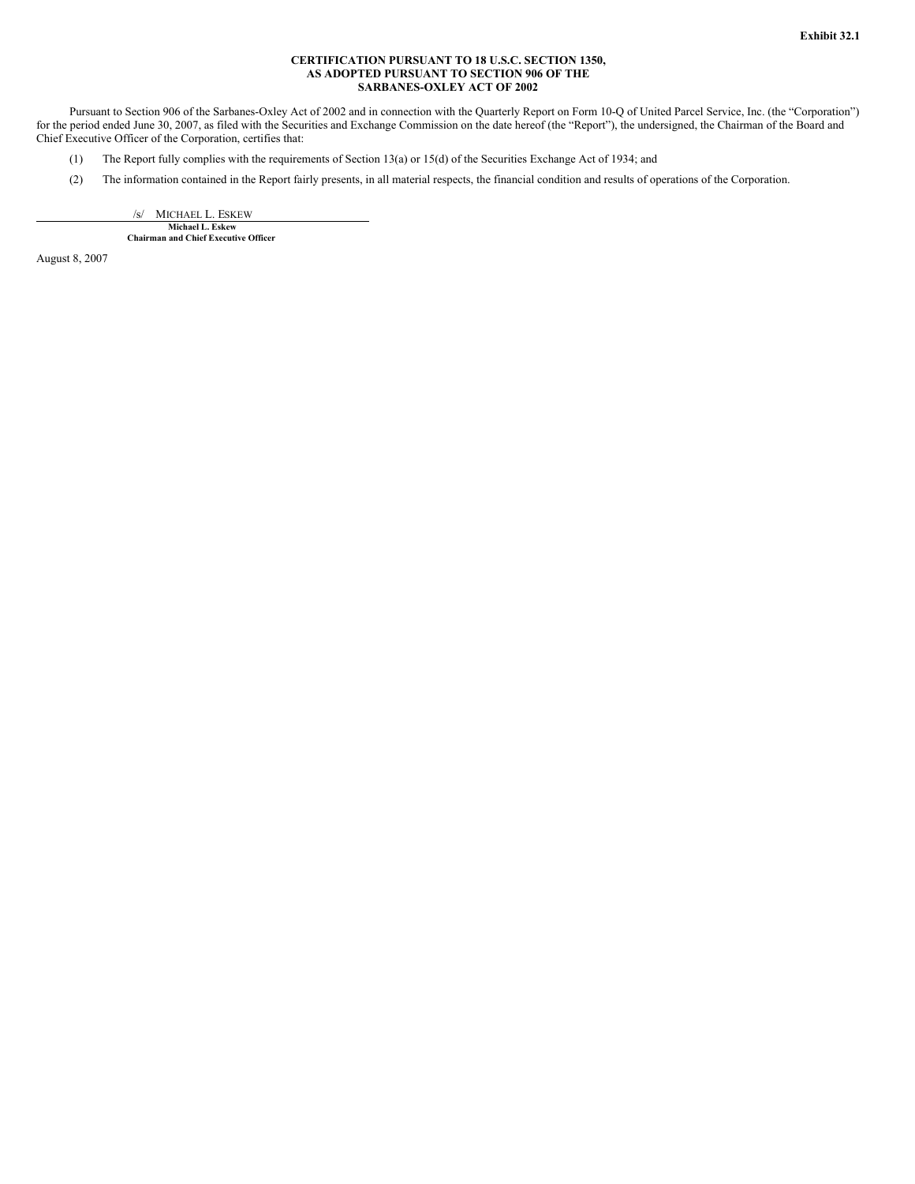**Exhibit 32.1**

**CERTIFICATION PURSUANT TO 18 U.S.C. SECTION 1350,
AS ADOPTED PURSUANT TO SECTION 906 OF THE
SARBANES-OXLEY ACT OF 2002**

Pursuant to Section 906 of the Sarbanes-Oxley Act of 2002 and in connection with the Quarterly Report on Form 10-Q of United Parcel Service, Inc. (the "Corporation") for the period ended June 30, 2007, as filed with the Securities and Exchange Commission on the date hereof (the "Report"), the undersigned, the Chairman of the Board and Chief Executive Officer of the Corporation, certifies that:

(1) The Report fully complies with the requirements of Section 13(a) or 15(d) of the Securities Exchange Act of 1934; and

(2) The information contained in the Report fairly presents, in all material respects, the financial condition and results of operations of the Corporation.

/s/ MICHAEL L. ESKEW

**Michael L. Eskew**
**Chairman and Chief Executive Officer**

August 8, 2007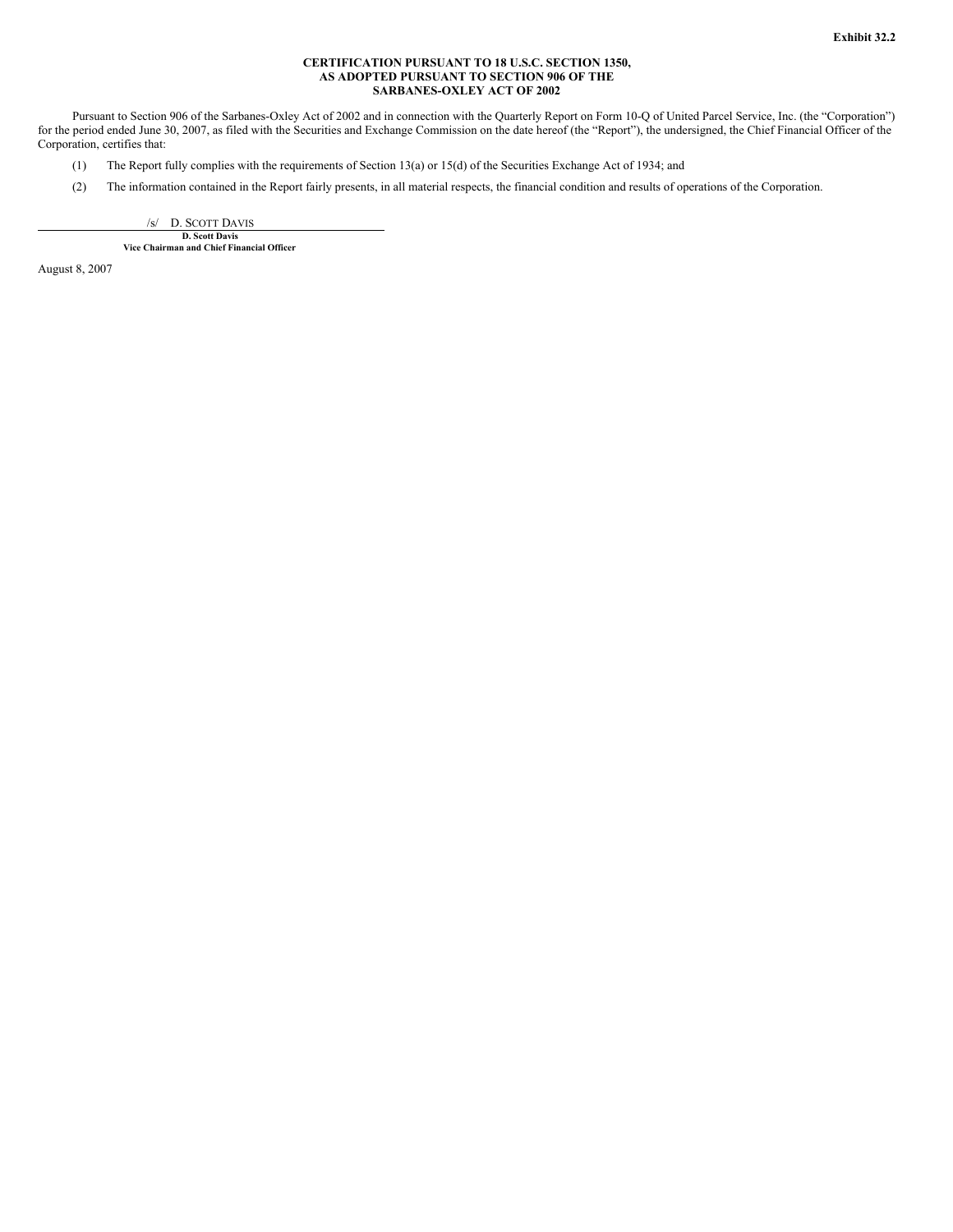**Exhibit 32.2**

**CERTIFICATION PURSUANT TO 18 U.S.C. SECTION 1350,
AS ADOPTED PURSUANT TO SECTION 906 OF THE
SARBANES-OXLEY ACT OF 2002**

Pursuant to Section 906 of the Sarbanes-Oxley Act of 2002 and in connection with the Quarterly Report on Form 10-Q of United Parcel Service, Inc. (the "Corporation") for the period ended June 30, 2007, as filed with the Securities and Exchange Commission on the date hereof (the "Report"), the undersigned, the Chief Financial Officer of the Corporation, certifies that:

(1) The Report fully complies with the requirements of Section 13(a) or 15(d) of the Securities Exchange Act of 1934; and

(2) The information contained in the Report fairly presents, in all material respects, the financial condition and results of operations of the Corporation.

/s/ D. SCOTT DAVIS

**D. Scott Davis**
**Vice Chairman and Chief Financial Officer**

August 8, 2007